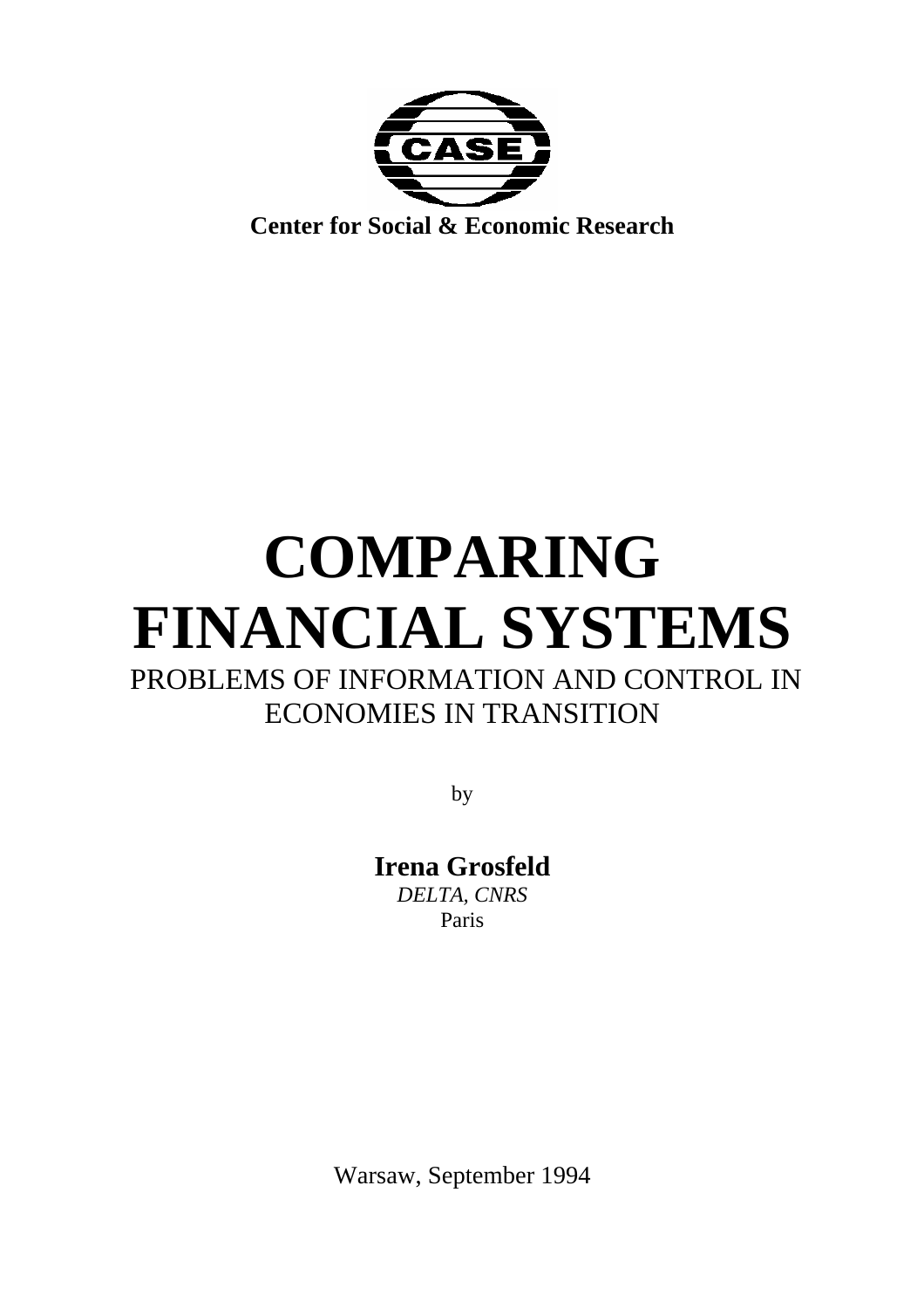**Center for Social & Economic Research**

# COMPARING FINANCIAL SYSTEMS

## PROBLEMS OF INFORMATION AND CONTROL IN ECONOMIES IN TRANSITION

by

**Irena Grosfeld**

*DELTA, CNRS*

Paris

Warsaw, September 1994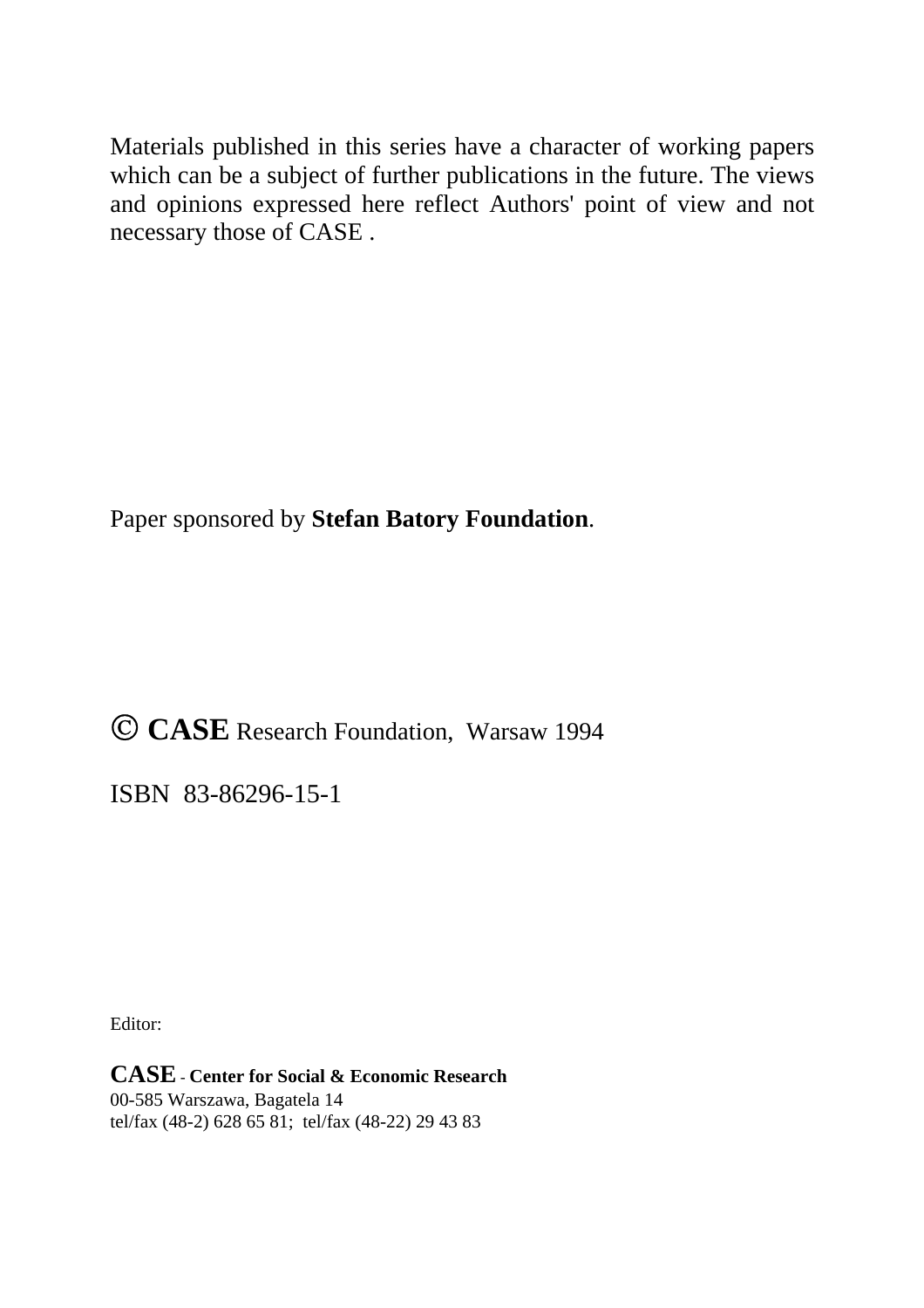Materials published in this series have a character of working papers which can be a subject of further publications in the future. The views and opinions expressed here reflect Authors' point of view and not necessary those of CASE .

Paper sponsored by **Stefan Batory Foundation**.

© **CASE** Research Foundation, Warsaw 1994

ISBN 83-86296-15-1

Editor:

**CASE** - **Center for Social & Economic Research**
00-585 Warszawa, Bagatela 14
tel/fax (48-2) 628 65 81; tel/fax (48-22) 29 43 83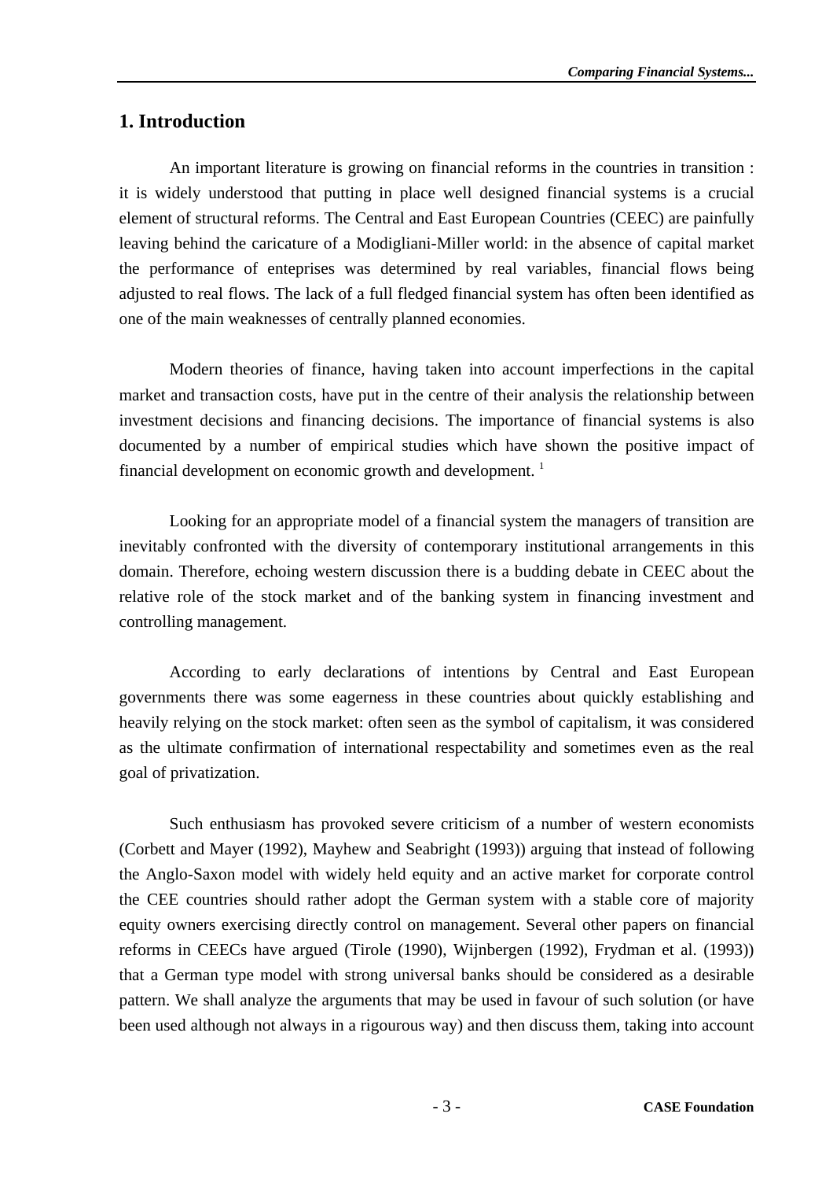## 1. Introduction

An important literature is growing on financial reforms in the countries in transition : it is widely understood that putting in place well designed financial systems is a crucial element of structural reforms. The Central and East European Countries (CEEC) are painfully leaving behind the caricature of a Modigliani-Miller world: in the absence of capital market the performance of enteprises was determined by real variables, financial flows being adjusted to real flows. The lack of a full fledged financial system has often been identified as one of the main weaknesses of centrally planned economies.

Modern theories of finance, having taken into account imperfections in the capital market and transaction costs, have put in the centre of their analysis the relationship between investment decisions and financing decisions. The importance of financial systems is also documented by a number of empirical studies which have shown the positive impact of financial development on economic growth and development. [1]

Looking for an appropriate model of a financial system the managers of transition are inevitably confronted with the diversity of contemporary institutional arrangements in this domain. Therefore, echoing western discussion there is a budding debate in CEEC about the relative role of the stock market and of the banking system in financing investment and controlling management.

According to early declarations of intentions by Central and East European governments there was some eagerness in these countries about quickly establishing and heavily relying on the stock market: often seen as the symbol of capitalism, it was considered as the ultimate confirmation of international respectability and sometimes even as the real goal of privatization.

Such enthusiasm has provoked severe criticism of a number of western economists (Corbett and Mayer (1992), Mayhew and Seabright (1993)) arguing that instead of following the Anglo-Saxon model with widely held equity and an active market for corporate control the CEE countries should rather adopt the German system with a stable core of majority equity owners exercising directly control on management. Several other papers on financial reforms in CEECs have argued (Tirole (1990), Wijnbergen (1992), Frydman et al. (1993)) that a German type model with strong universal banks should be considered as a desirable pattern. We shall analyze the arguments that may be used in favour of such solution (or have been used although not always in a rigourous way) and then discuss them, taking into account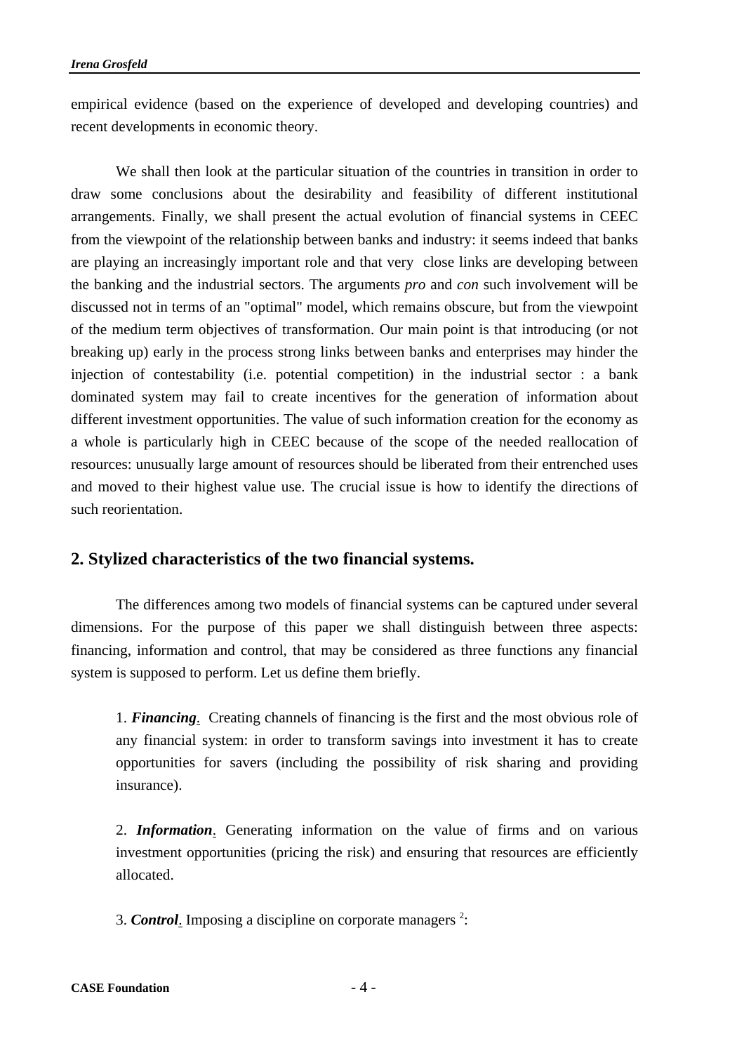empirical evidence (based on the experience of developed and developing countries) and recent developments in economic theory.

We shall then look at the particular situation of the countries in transition in order to draw some conclusions about the desirability and feasibility of different institutional arrangements. Finally, we shall present the actual evolution of financial systems in CEEC from the viewpoint of the relationship between banks and industry: it seems indeed that banks are playing an increasingly important role and that very close links are developing between the banking and the industrial sectors. The arguments *pro* and *con* such involvement will be discussed not in terms of an "optimal" model, which remains obscure, but from the viewpoint of the medium term objectives of transformation. Our main point is that introducing (or not breaking up) early in the process strong links between banks and enterprises may hinder the injection of contestability (i.e. potential competition) in the industrial sector : a bank dominated system may fail to create incentives for the generation of information about different investment opportunities. The value of such information creation for the economy as a whole is particularly high in CEEC because of the scope of the needed reallocation of resources: unusually large amount of resources should be liberated from their entrenched uses and moved to their highest value use. The crucial issue is how to identify the directions of such reorientation.

## 2. Stylized characteristics of the two financial systems.

The differences among two models of financial systems can be captured under several dimensions. For the purpose of this paper we shall distinguish between three aspects: financing, information and control, that may be considered as three functions any financial system is supposed to perform. Let us define them briefly.

1. ***Financing***. Creating channels of financing is the first and the most obvious role of any financial system: in order to transform savings into investment it has to create opportunities for savers (including the possibility of risk sharing and providing insurance).

2. ***Information***. Generating information on the value of firms and on various investment opportunities (pricing the risk) and ensuring that resources are efficiently allocated.

3. ***Control***. Imposing a discipline on corporate managers [2]: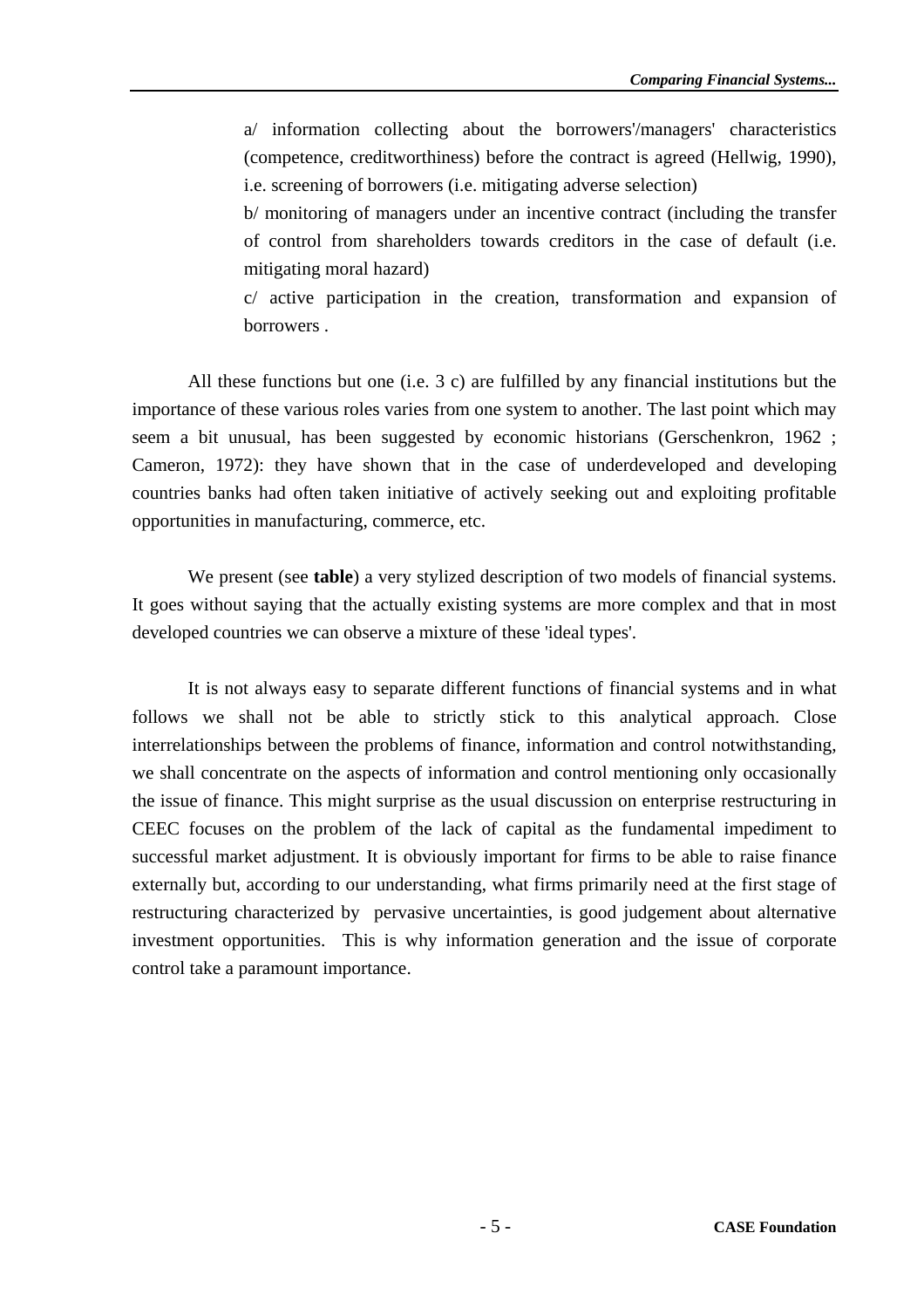a/ information collecting about the borrowers'/managers' characteristics (competence, creditworthiness) before the contract is agreed (Hellwig, 1990), i.e. screening of borrowers (i.e. mitigating adverse selection)

b/ monitoring of managers under an incentive contract (including the transfer of control from shareholders towards creditors in the case of default (i.e. mitigating moral hazard)

c/ active participation in the creation, transformation and expansion of borrowers .

All these functions but one (i.e. 3 c) are fulfilled by any financial institutions but the importance of these various roles varies from one system to another. The last point which may seem a bit unusual, has been suggested by economic historians (Gerschenkron, 1962 ; Cameron, 1972): they have shown that in the case of underdeveloped and developing countries banks had often taken initiative of actively seeking out and exploiting profitable opportunities in manufacturing, commerce, etc.

We present (see **table**) a very stylized description of two models of financial systems. It goes without saying that the actually existing systems are more complex and that in most developed countries we can observe a mixture of these 'ideal types'.

It is not always easy to separate different functions of financial systems and in what follows we shall not be able to strictly stick to this analytical approach. Close interrelationships between the problems of finance, information and control notwithstanding, we shall concentrate on the aspects of information and control mentioning only occasionally the issue of finance. This might surprise as the usual discussion on enterprise restructuring in CEEC focuses on the problem of the lack of capital as the fundamental impediment to successful market adjustment. It is obviously important for firms to be able to raise finance externally but, according to our understanding, what firms primarily need at the first stage of restructuring characterized by pervasive uncertainties, is good judgement about alternative investment opportunities. This is why information generation and the issue of corporate control take a paramount importance.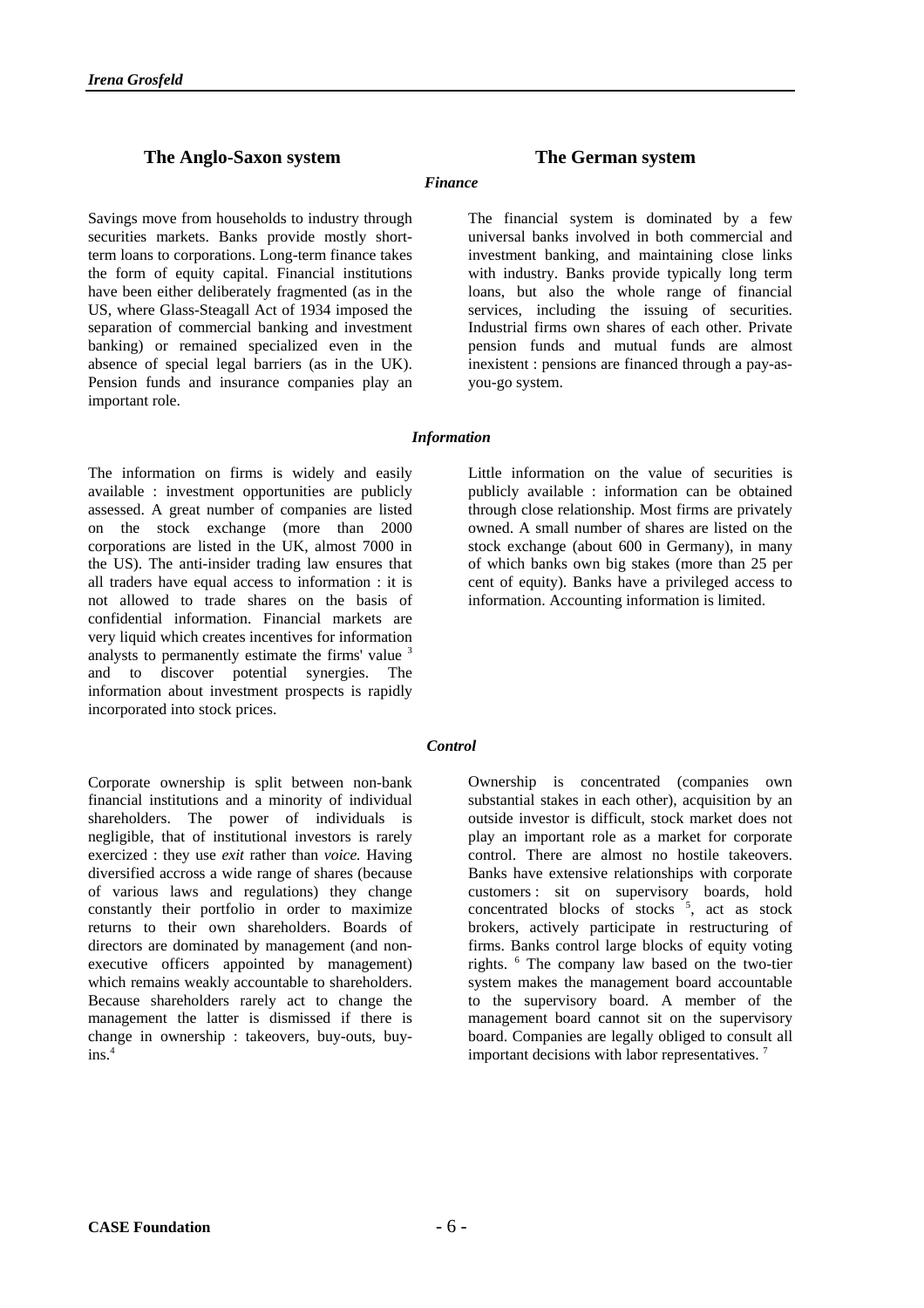| The Anglo-Saxon system | The German system |
|---|---|
| ***Finance*** | |
| Savings move from households to industry through securities markets. Banks provide mostly short-term loans to corporations. Long-term finance takes the form of equity capital. Financial institutions have been either deliberately fragmented (as in the US, where Glass-Steagall Act of 1934 imposed the separation of commercial banking and investment banking) or remained specialized even in the absence of special legal barriers (as in the UK). Pension funds and insurance companies play an important role. | The financial system is dominated by a few universal banks involved in both commercial and investment banking, and maintaining close links with industry. Banks provide typically long term loans, but also the whole range of financial services, including the issuing of securities. Industrial firms own shares of each other. Private pension funds and mutual funds are almost inexistent : pensions are financed through a pay-as-you-go system. |
| ***Information*** | |
| The information on firms is widely and easily available : investment opportunities are publicly assessed. A great number of companies are listed on the stock exchange (more than 2000 corporations are listed in the UK, almost 7000 in the US). The anti-insider trading law ensures that all traders have equal access to information : it is not allowed to trade shares on the basis of confidential information. Financial markets are very liquid which creates incentives for information analysts to permanently estimate the firms' value [3] and to discover potential synergies. The information about investment prospects is rapidly incorporated into stock prices. | Little information on the value of securities is publicly available : information can be obtained through close relationship. Most firms are privately owned. A small number of shares are listed on the stock exchange (about 600 in Germany), in many of which banks own big stakes (more than 25 per cent of equity). Banks have a privileged access to information. Accounting information is limited. |
| ***Control*** | |
| Corporate ownership is split between non-bank financial institutions and a minority of individual shareholders. The power of individuals is negligible, that of institutional investors is rarely exercized : they use *exit* rather than *voice.* Having diversified accross a wide range of shares (because of various laws and regulations) they change constantly their portfolio in order to maximize returns to their own shareholders. Boards of directors are dominated by management (and non-executive officers appointed by management) which remains weakly accountable to shareholders. Because shareholders rarely act to change the management the latter is dismissed if there is change in ownership : takeovers, buy-outs, buy-ins.[4] | Ownership is concentrated (companies own substantial stakes in each other), acquisition by an outside investor is difficult, stock market does not play an important role as a market for corporate control. There are almost no hostile takeovers. Banks have extensive relationships with corporate customers : sit on supervisory boards, hold concentrated blocks of stocks [5], act as stock brokers, actively participate in restructuring of firms. Banks control large blocks of equity voting rights. [6] The company law based on the two-tier system makes the management board accountable to the supervisory board. A member of the management board cannot sit on the supervisory board. Companies are legally obliged to consult all important decisions with labor representatives. [7] |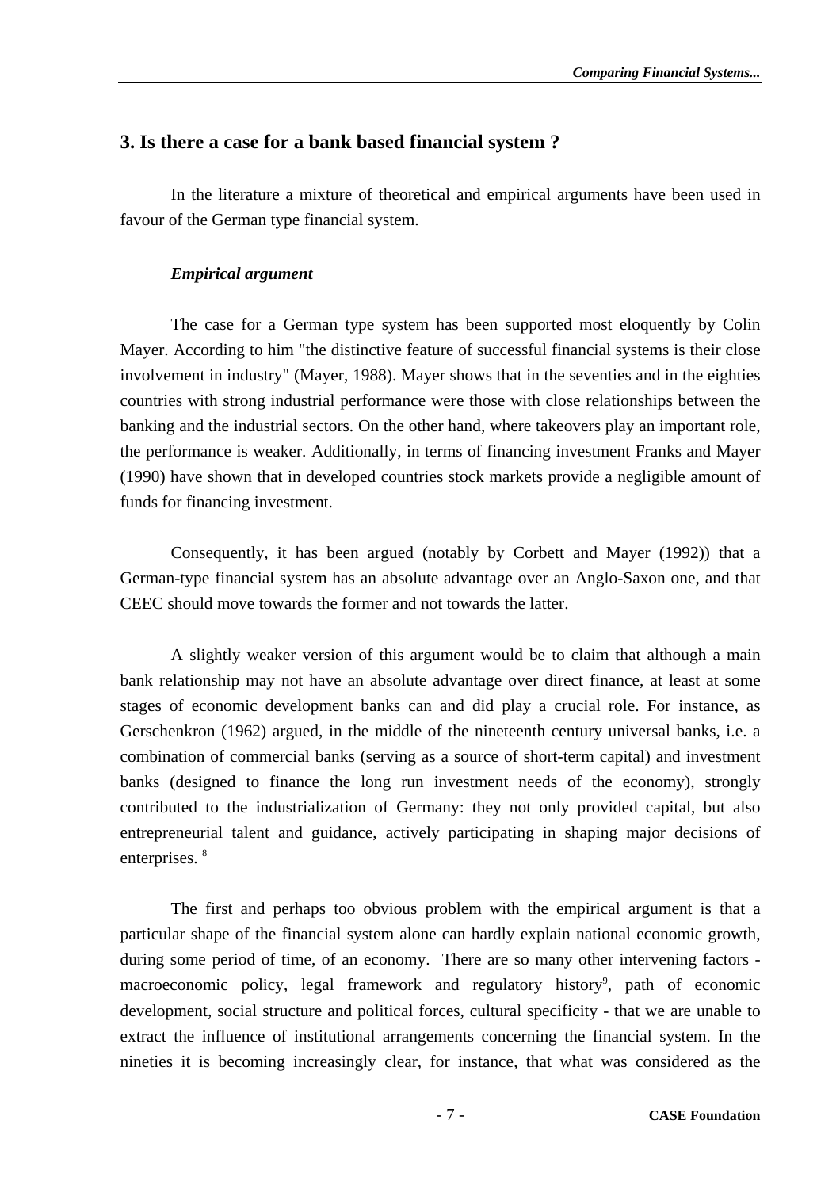## 3. Is there a case for a bank based financial system ?

In the literature a mixture of theoretical and empirical arguments have been used in favour of the German type financial system.

### *Empirical argument*

The case for a German type system has been supported most eloquently by Colin Mayer. According to him "the distinctive feature of successful financial systems is their close involvement in industry" (Mayer, 1988). Mayer shows that in the seventies and in the eighties countries with strong industrial performance were those with close relationships between the banking and the industrial sectors. On the other hand, where takeovers play an important role, the performance is weaker. Additionally, in terms of financing investment Franks and Mayer (1990) have shown that in developed countries stock markets provide a negligible amount of funds for financing investment.

Consequently, it has been argued (notably by Corbett and Mayer (1992)) that a German-type financial system has an absolute advantage over an Anglo-Saxon one, and that CEEC should move towards the former and not towards the latter.

A slightly weaker version of this argument would be to claim that although a main bank relationship may not have an absolute advantage over direct finance, at least at some stages of economic development banks can and did play a crucial role. For instance, as Gerschenkron (1962) argued, in the middle of the nineteenth century universal banks, i.e. a combination of commercial banks (serving as a source of short-term capital) and investment banks (designed to finance the long run investment needs of the economy), strongly contributed to the industrialization of Germany: they not only provided capital, but also entrepreneurial talent and guidance, actively participating in shaping major decisions of enterprises. [8]

The first and perhaps too obvious problem with the empirical argument is that a particular shape of the financial system alone can hardly explain national economic growth, during some period of time, of an economy. There are so many other intervening factors - macroeconomic policy, legal framework and regulatory history[9], path of economic development, social structure and political forces, cultural specificity - that we are unable to extract the influence of institutional arrangements concerning the financial system. In the nineties it is becoming increasingly clear, for instance, that what was considered as the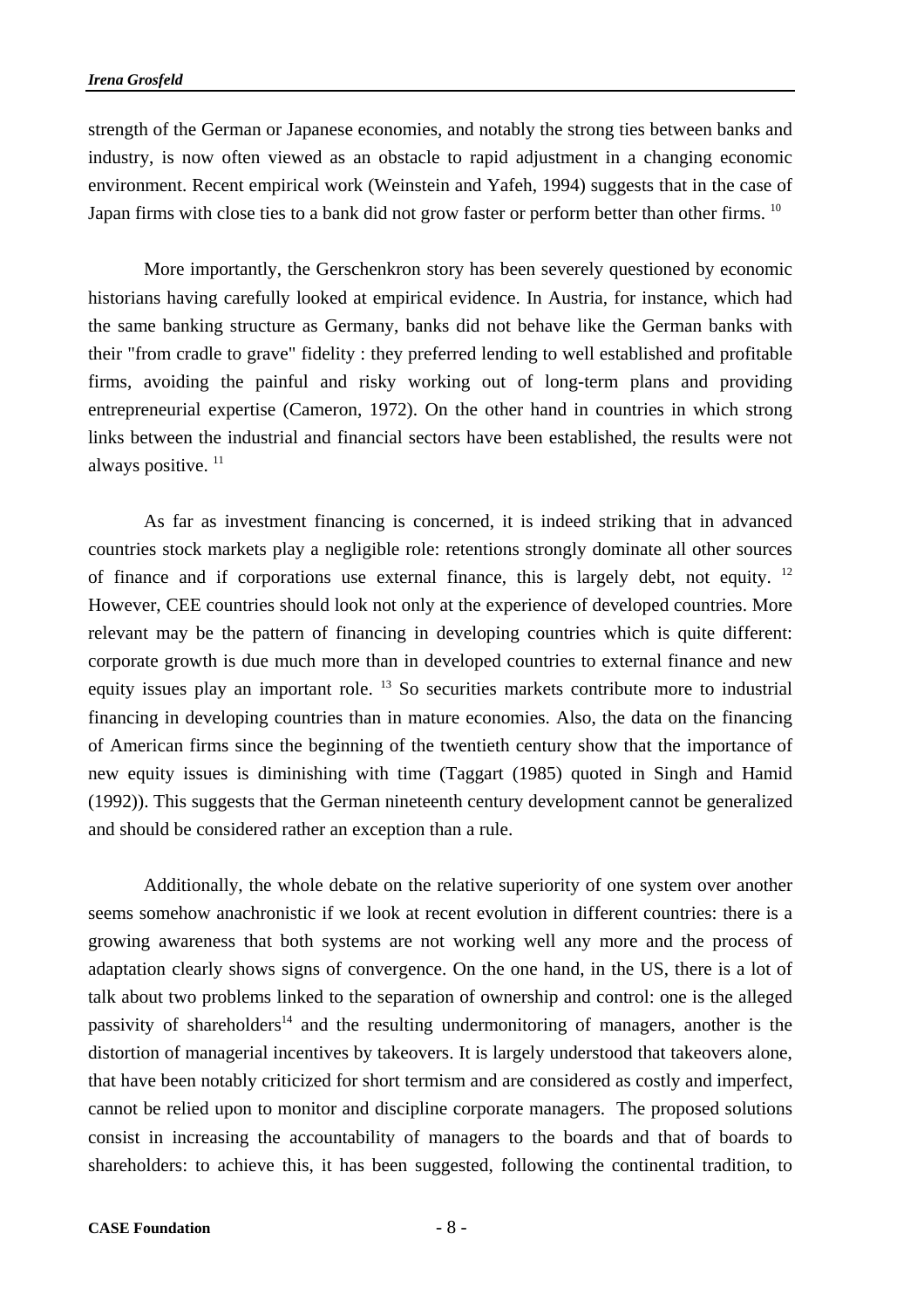strength of the German or Japanese economies, and notably the strong ties between banks and industry, is now often viewed as an obstacle to rapid adjustment in a changing economic environment. Recent empirical work (Weinstein and Yafeh, 1994) suggests that in the case of Japan firms with close ties to a bank did not grow faster or perform better than other firms. [10]

More importantly, the Gerschenkron story has been severely questioned by economic historians having carefully looked at empirical evidence. In Austria, for instance, which had the same banking structure as Germany, banks did not behave like the German banks with their "from cradle to grave" fidelity : they preferred lending to well established and profitable firms, avoiding the painful and risky working out of long-term plans and providing entrepreneurial expertise (Cameron, 1972). On the other hand in countries in which strong links between the industrial and financial sectors have been established, the results were not always positive. [11]

As far as investment financing is concerned, it is indeed striking that in advanced countries stock markets play a negligible role: retentions strongly dominate all other sources of finance and if corporations use external finance, this is largely debt, not equity. [12] However, CEE countries should look not only at the experience of developed countries. More relevant may be the pattern of financing in developing countries which is quite different: corporate growth is due much more than in developed countries to external finance and new equity issues play an important role. [13] So securities markets contribute more to industrial financing in developing countries than in mature economies. Also, the data on the financing of American firms since the beginning of the twentieth century show that the importance of new equity issues is diminishing with time (Taggart (1985) quoted in Singh and Hamid (1992)). This suggests that the German nineteenth century development cannot be generalized and should be considered rather an exception than a rule.

Additionally, the whole debate on the relative superiority of one system over another seems somehow anachronistic if we look at recent evolution in different countries: there is a growing awareness that both systems are not working well any more and the process of adaptation clearly shows signs of convergence. On the one hand, in the US, there is a lot of talk about two problems linked to the separation of ownership and control: one is the alleged passivity of shareholders[14] and the resulting undermonitoring of managers, another is the distortion of managerial incentives by takeovers. It is largely understood that takeovers alone, that have been notably criticized for short termism and are considered as costly and imperfect, cannot be relied upon to monitor and discipline corporate managers. The proposed solutions consist in increasing the accountability of managers to the boards and that of boards to shareholders: to achieve this, it has been suggested, following the continental tradition, to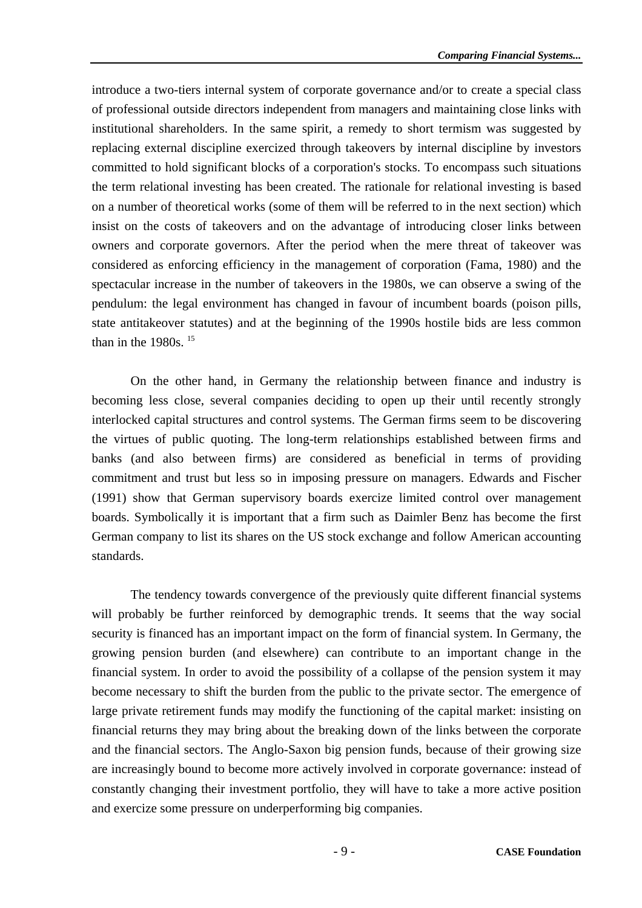introduce a two-tiers internal system of corporate governance and/or to create a special class of professional outside directors independent from managers and maintaining close links with institutional shareholders. In the same spirit, a remedy to short termism was suggested by replacing external discipline exercized through takeovers by internal discipline by investors committed to hold significant blocks of a corporation's stocks. To encompass such situations the term relational investing has been created. The rationale for relational investing is based on a number of theoretical works (some of them will be referred to in the next section) which insist on the costs of takeovers and on the advantage of introducing closer links between owners and corporate governors. After the period when the mere threat of takeover was considered as enforcing efficiency in the management of corporation (Fama, 1980) and the spectacular increase in the number of takeovers in the 1980s, we can observe a swing of the pendulum: the legal environment has changed in favour of incumbent boards (poison pills, state antitakeover statutes) and at the beginning of the 1990s hostile bids are less common than in the 1980s. [15]

On the other hand, in Germany the relationship between finance and industry is becoming less close, several companies deciding to open up their until recently strongly interlocked capital structures and control systems. The German firms seem to be discovering the virtues of public quoting. The long-term relationships established between firms and banks (and also between firms) are considered as beneficial in terms of providing commitment and trust but less so in imposing pressure on managers. Edwards and Fischer (1991) show that German supervisory boards exercize limited control over management boards. Symbolically it is important that a firm such as Daimler Benz has become the first German company to list its shares on the US stock exchange and follow American accounting standards.

The tendency towards convergence of the previously quite different financial systems will probably be further reinforced by demographic trends. It seems that the way social security is financed has an important impact on the form of financial system. In Germany, the growing pension burden (and elsewhere) can contribute to an important change in the financial system. In order to avoid the possibility of a collapse of the pension system it may become necessary to shift the burden from the public to the private sector. The emergence of large private retirement funds may modify the functioning of the capital market: insisting on financial returns they may bring about the breaking down of the links between the corporate and the financial sectors. The Anglo-Saxon big pension funds, because of their growing size are increasingly bound to become more actively involved in corporate governance: instead of constantly changing their investment portfolio, they will have to take a more active position and exercize some pressure on underperforming big companies.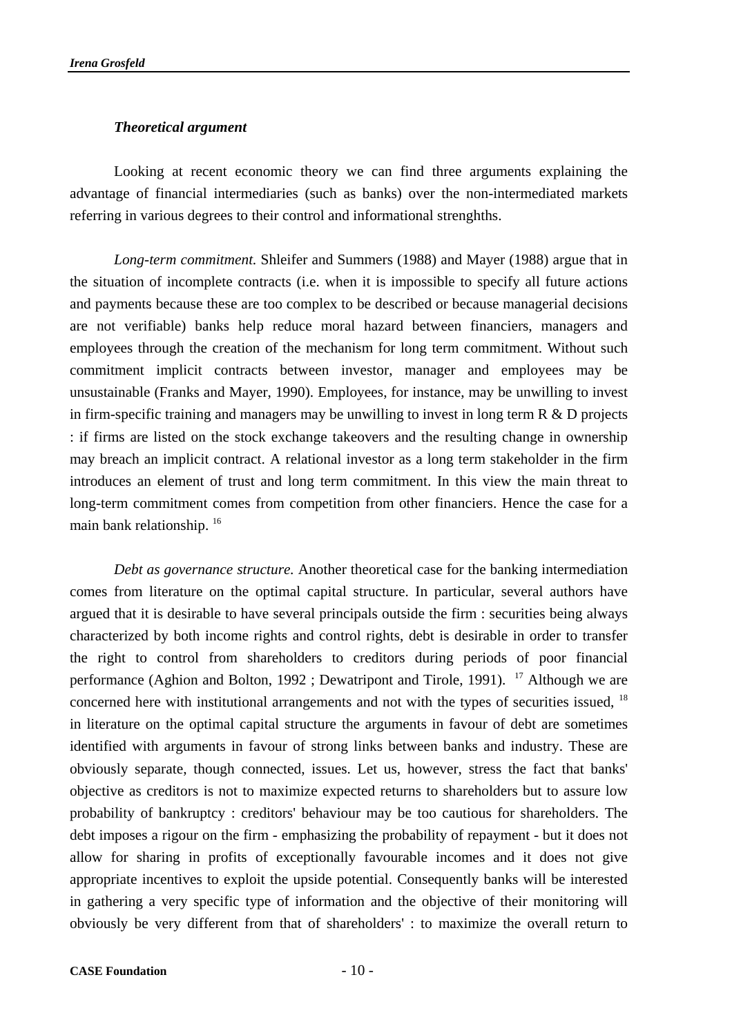### *Theoretical argument*

Looking at recent economic theory we can find three arguments explaining the advantage of financial intermediaries (such as banks) over the non-intermediated markets referring in various degrees to their control and informational strenghths.

*Long-term commitment.* Shleifer and Summers (1988) and Mayer (1988) argue that in the situation of incomplete contracts (i.e. when it is impossible to specify all future actions and payments because these are too complex to be described or because managerial decisions are not verifiable) banks help reduce moral hazard between financiers, managers and employees through the creation of the mechanism for long term commitment. Without such commitment implicit contracts between investor, manager and employees may be unsustainable (Franks and Mayer, 1990). Employees, for instance, may be unwilling to invest in firm-specific training and managers may be unwilling to invest in long term R & D projects : if firms are listed on the stock exchange takeovers and the resulting change in ownership may breach an implicit contract. A relational investor as a long term stakeholder in the firm introduces an element of trust and long term commitment. In this view the main threat to long-term commitment comes from competition from other financiers. Hence the case for a main bank relationship. [16]

*Debt as governance structure.* Another theoretical case for the banking intermediation comes from literature on the optimal capital structure. In particular, several authors have argued that it is desirable to have several principals outside the firm : securities being always characterized by both income rights and control rights, debt is desirable in order to transfer the right to control from shareholders to creditors during periods of poor financial performance (Aghion and Bolton, 1992 ; Dewatripont and Tirole, 1991). [17] Although we are concerned here with institutional arrangements and not with the types of securities issued, [18] in literature on the optimal capital structure the arguments in favour of debt are sometimes identified with arguments in favour of strong links between banks and industry. These are obviously separate, though connected, issues. Let us, however, stress the fact that banks' objective as creditors is not to maximize expected returns to shareholders but to assure low probability of bankruptcy : creditors' behaviour may be too cautious for shareholders. The debt imposes a rigour on the firm - emphasizing the probability of repayment - but it does not allow for sharing in profits of exceptionally favourable incomes and it does not give appropriate incentives to exploit the upside potential. Consequently banks will be interested in gathering a very specific type of information and the objective of their monitoring will obviously be very different from that of shareholders' : to maximize the overall return to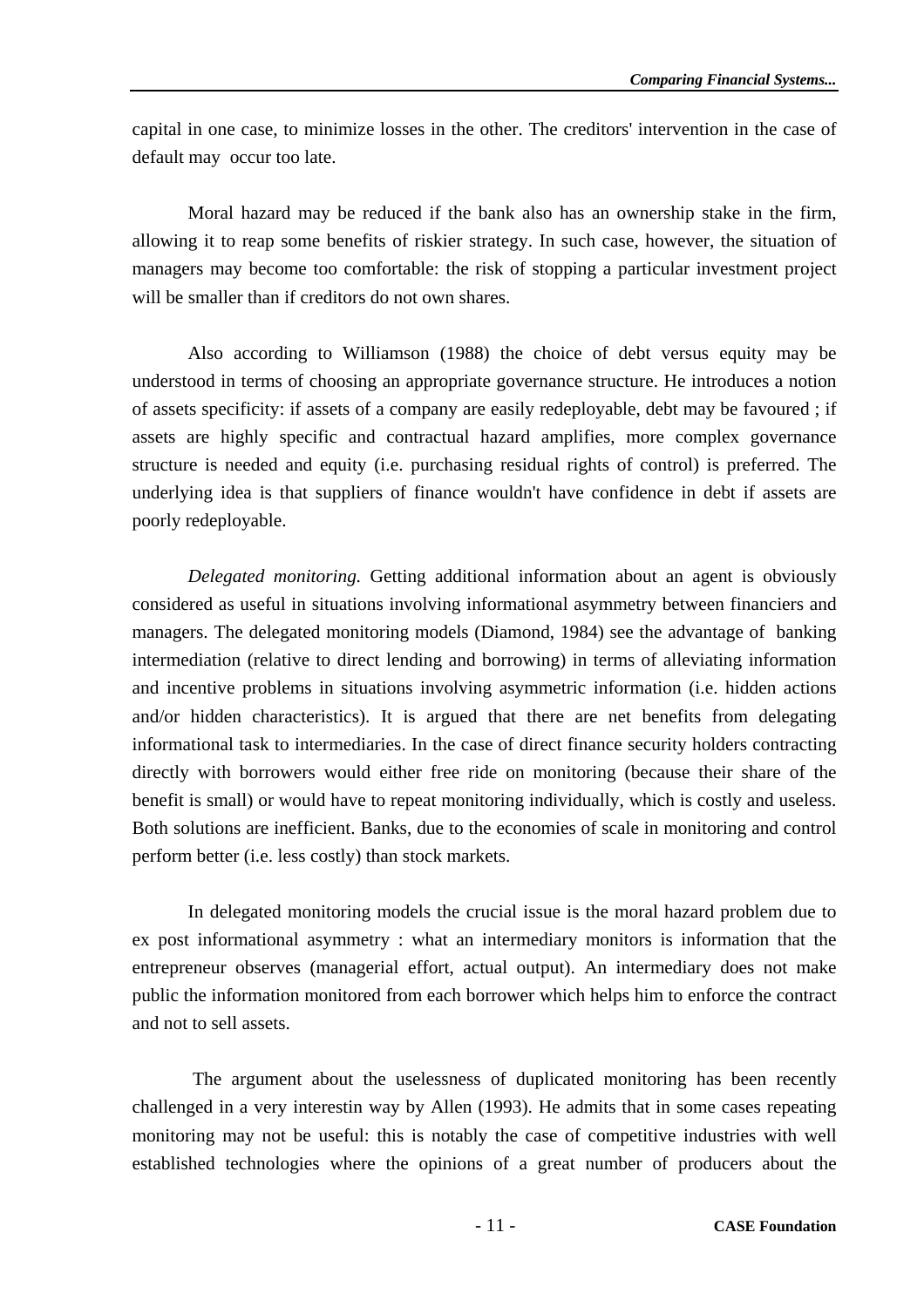capital in one case, to minimize losses in the other. The creditors' intervention in the case of default may occur too late.

Moral hazard may be reduced if the bank also has an ownership stake in the firm, allowing it to reap some benefits of riskier strategy. In such case, however, the situation of managers may become too comfortable: the risk of stopping a particular investment project will be smaller than if creditors do not own shares.

Also according to Williamson (1988) the choice of debt versus equity may be understood in terms of choosing an appropriate governance structure. He introduces a notion of assets specificity: if assets of a company are easily redeployable, debt may be favoured ; if assets are highly specific and contractual hazard amplifies, more complex governance structure is needed and equity (i.e. purchasing residual rights of control) is preferred. The underlying idea is that suppliers of finance wouldn't have confidence in debt if assets are poorly redeployable.

*Delegated monitoring.* Getting additional information about an agent is obviously considered as useful in situations involving informational asymmetry between financiers and managers. The delegated monitoring models (Diamond, 1984) see the advantage of banking intermediation (relative to direct lending and borrowing) in terms of alleviating information and incentive problems in situations involving asymmetric information (i.e. hidden actions and/or hidden characteristics). It is argued that there are net benefits from delegating informational task to intermediaries. In the case of direct finance security holders contracting directly with borrowers would either free ride on monitoring (because their share of the benefit is small) or would have to repeat monitoring individually, which is costly and useless. Both solutions are inefficient. Banks, due to the economies of scale in monitoring and control perform better (i.e. less costly) than stock markets.

In delegated monitoring models the crucial issue is the moral hazard problem due to ex post informational asymmetry : what an intermediary monitors is information that the entrepreneur observes (managerial effort, actual output). An intermediary does not make public the information monitored from each borrower which helps him to enforce the contract and not to sell assets.

The argument about the uselessness of duplicated monitoring has been recently challenged in a very interestin way by Allen (1993). He admits that in some cases repeating monitoring may not be useful: this is notably the case of competitive industries with well established technologies where the opinions of a great number of producers about the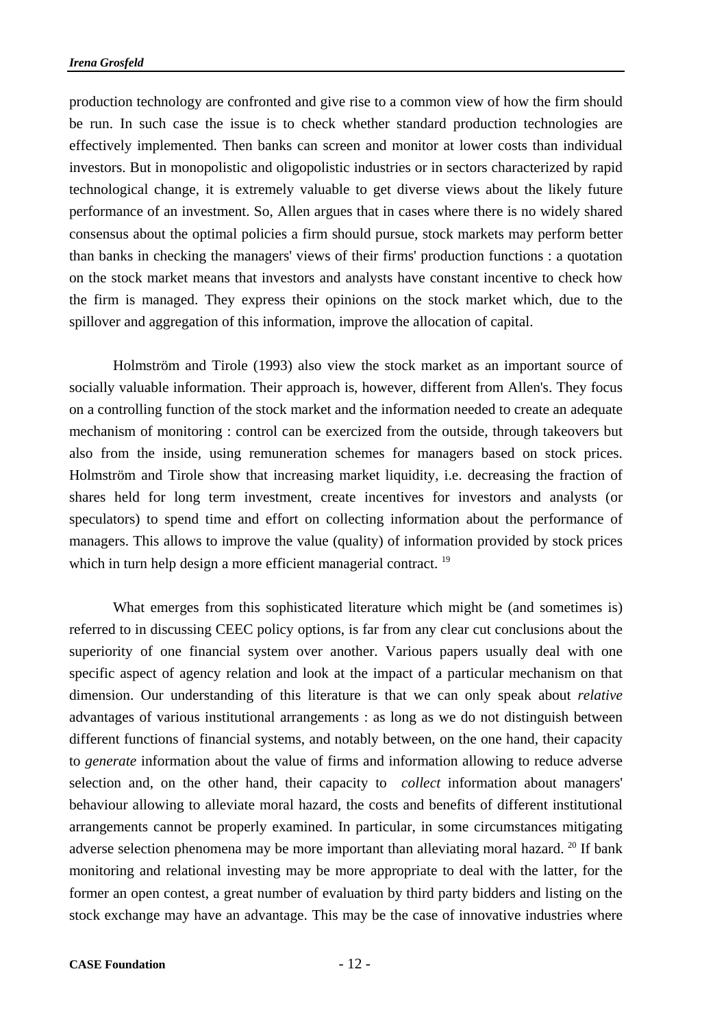production technology are confronted and give rise to a common view of how the firm should be run. In such case the issue is to check whether standard production technologies are effectively implemented. Then banks can screen and monitor at lower costs than individual investors. But in monopolistic and oligopolistic industries or in sectors characterized by rapid technological change, it is extremely valuable to get diverse views about the likely future performance of an investment. So, Allen argues that in cases where there is no widely shared consensus about the optimal policies a firm should pursue, stock markets may perform better than banks in checking the managers' views of their firms' production functions : a quotation on the stock market means that investors and analysts have constant incentive to check how the firm is managed. They express their opinions on the stock market which, due to the spillover and aggregation of this information, improve the allocation of capital.

Holmström and Tirole (1993) also view the stock market as an important source of socially valuable information. Their approach is, however, different from Allen's. They focus on a controlling function of the stock market and the information needed to create an adequate mechanism of monitoring : control can be exercized from the outside, through takeovers but also from the inside, using remuneration schemes for managers based on stock prices. Holmström and Tirole show that increasing market liquidity, i.e. decreasing the fraction of shares held for long term investment, create incentives for investors and analysts (or speculators) to spend time and effort on collecting information about the performance of managers. This allows to improve the value (quality) of information provided by stock prices which in turn help design a more efficient managerial contract. [19]

What emerges from this sophisticated literature which might be (and sometimes is) referred to in discussing CEEC policy options, is far from any clear cut conclusions about the superiority of one financial system over another. Various papers usually deal with one specific aspect of agency relation and look at the impact of a particular mechanism on that dimension. Our understanding of this literature is that we can only speak about *relative* advantages of various institutional arrangements : as long as we do not distinguish between different functions of financial systems, and notably between, on the one hand, their capacity to *generate* information about the value of firms and information allowing to reduce adverse selection and, on the other hand, their capacity to *collect* information about managers' behaviour allowing to alleviate moral hazard, the costs and benefits of different institutional arrangements cannot be properly examined. In particular, in some circumstances mitigating adverse selection phenomena may be more important than alleviating moral hazard. [20] If bank monitoring and relational investing may be more appropriate to deal with the latter, for the former an open contest, a great number of evaluation by third party bidders and listing on the stock exchange may have an advantage. This may be the case of innovative industries where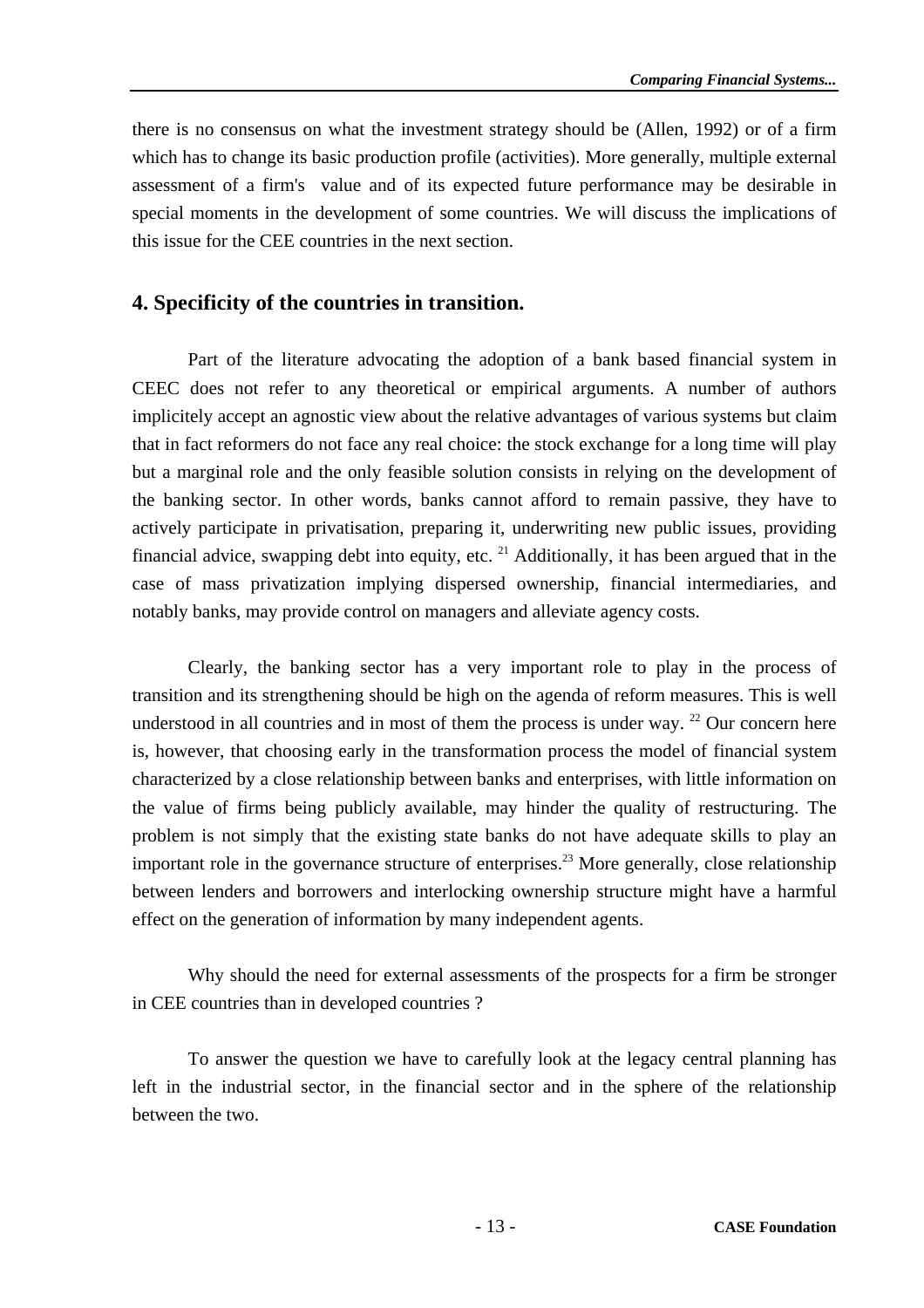there is no consensus on what the investment strategy should be (Allen, 1992) or of a firm which has to change its basic production profile (activities). More generally, multiple external assessment of a firm's value and of its expected future performance may be desirable in special moments in the development of some countries. We will discuss the implications of this issue for the CEE countries in the next section.

## 4. Specificity of the countries in transition.

Part of the literature advocating the adoption of a bank based financial system in CEEC does not refer to any theoretical or empirical arguments. A number of authors implicitely accept an agnostic view about the relative advantages of various systems but claim that in fact reformers do not face any real choice: the stock exchange for a long time will play but a marginal role and the only feasible solution consists in relying on the development of the banking sector. In other words, banks cannot afford to remain passive, they have to actively participate in privatisation, preparing it, underwriting new public issues, providing financial advice, swapping debt into equity, etc. [21] Additionally, it has been argued that in the case of mass privatization implying dispersed ownership, financial intermediaries, and notably banks, may provide control on managers and alleviate agency costs.

Clearly, the banking sector has a very important role to play in the process of transition and its strengthening should be high on the agenda of reform measures. This is well understood in all countries and in most of them the process is under way. [22] Our concern here is, however, that choosing early in the transformation process the model of financial system characterized by a close relationship between banks and enterprises, with little information on the value of firms being publicly available, may hinder the quality of restructuring. The problem is not simply that the existing state banks do not have adequate skills to play an important role in the governance structure of enterprises.[23] More generally, close relationship between lenders and borrowers and interlocking ownership structure might have a harmful effect on the generation of information by many independent agents.

Why should the need for external assessments of the prospects for a firm be stronger in CEE countries than in developed countries ?

To answer the question we have to carefully look at the legacy central planning has left in the industrial sector, in the financial sector and in the sphere of the relationship between the two.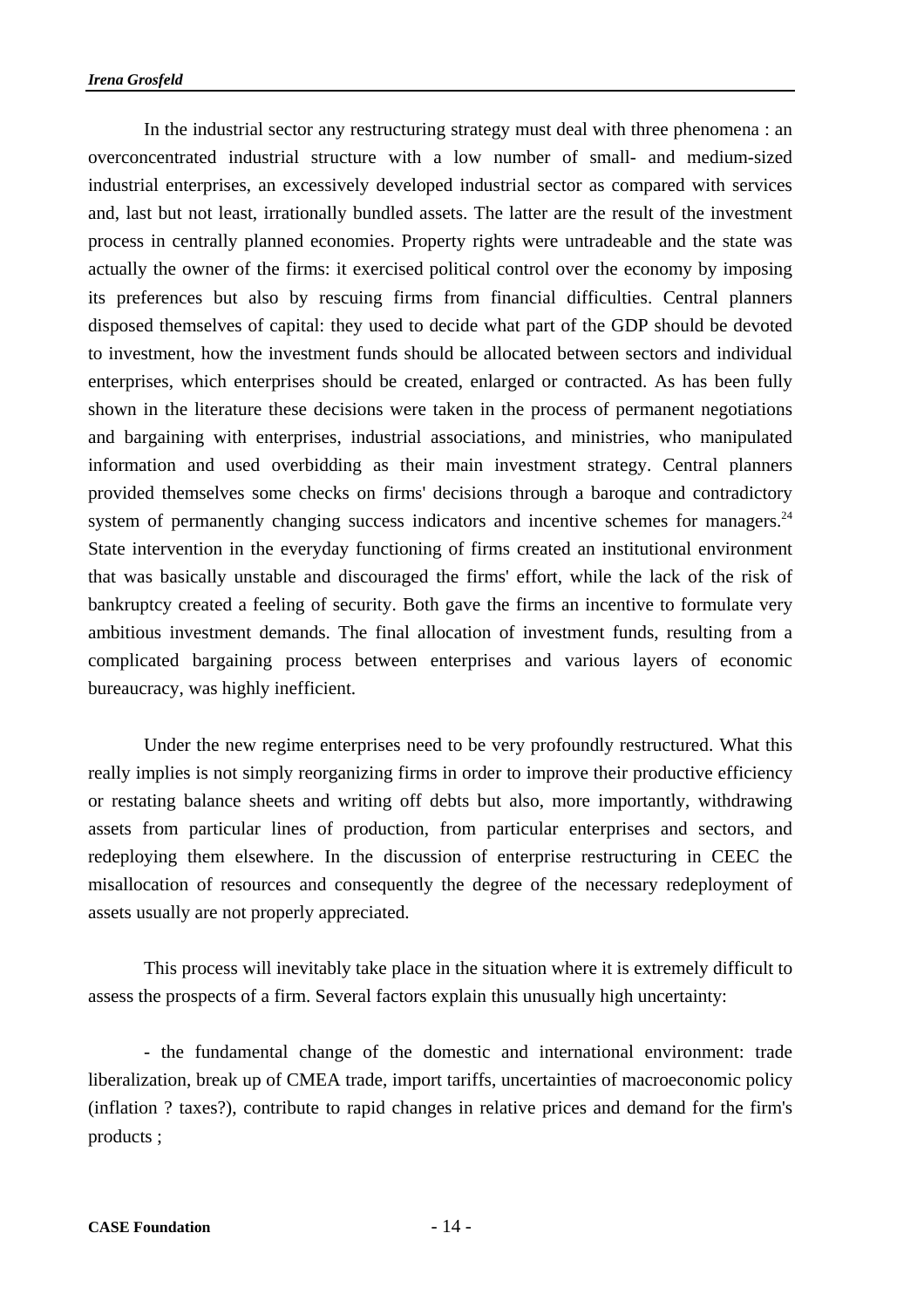In the industrial sector any restructuring strategy must deal with three phenomena : an overconcentrated industrial structure with a low number of small- and medium-sized industrial enterprises, an excessively developed industrial sector as compared with services and, last but not least, irrationally bundled assets. The latter are the result of the investment process in centrally planned economies. Property rights were untradeable and the state was actually the owner of the firms: it exercised political control over the economy by imposing its preferences but also by rescuing firms from financial difficulties. Central planners disposed themselves of capital: they used to decide what part of the GDP should be devoted to investment, how the investment funds should be allocated between sectors and individual enterprises, which enterprises should be created, enlarged or contracted. As has been fully shown in the literature these decisions were taken in the process of permanent negotiations and bargaining with enterprises, industrial associations, and ministries, who manipulated information and used overbidding as their main investment strategy. Central planners provided themselves some checks on firms' decisions through a baroque and contradictory system of permanently changing success indicators and incentive schemes for managers.[24] State intervention in the everyday functioning of firms created an institutional environment that was basically unstable and discouraged the firms' effort, while the lack of the risk of bankruptcy created a feeling of security. Both gave the firms an incentive to formulate very ambitious investment demands. The final allocation of investment funds, resulting from a complicated bargaining process between enterprises and various layers of economic bureaucracy, was highly inefficient.

Under the new regime enterprises need to be very profoundly restructured. What this really implies is not simply reorganizing firms in order to improve their productive efficiency or restating balance sheets and writing off debts but also, more importantly, withdrawing assets from particular lines of production, from particular enterprises and sectors, and redeploying them elsewhere. In the discussion of enterprise restructuring in CEEC the misallocation of resources and consequently the degree of the necessary redeployment of assets usually are not properly appreciated.

This process will inevitably take place in the situation where it is extremely difficult to assess the prospects of a firm. Several factors explain this unusually high uncertainty:

- the fundamental change of the domestic and international environment: trade liberalization, break up of CMEA trade, import tariffs, uncertainties of macroeconomic policy (inflation ? taxes?), contribute to rapid changes in relative prices and demand for the firm's products ;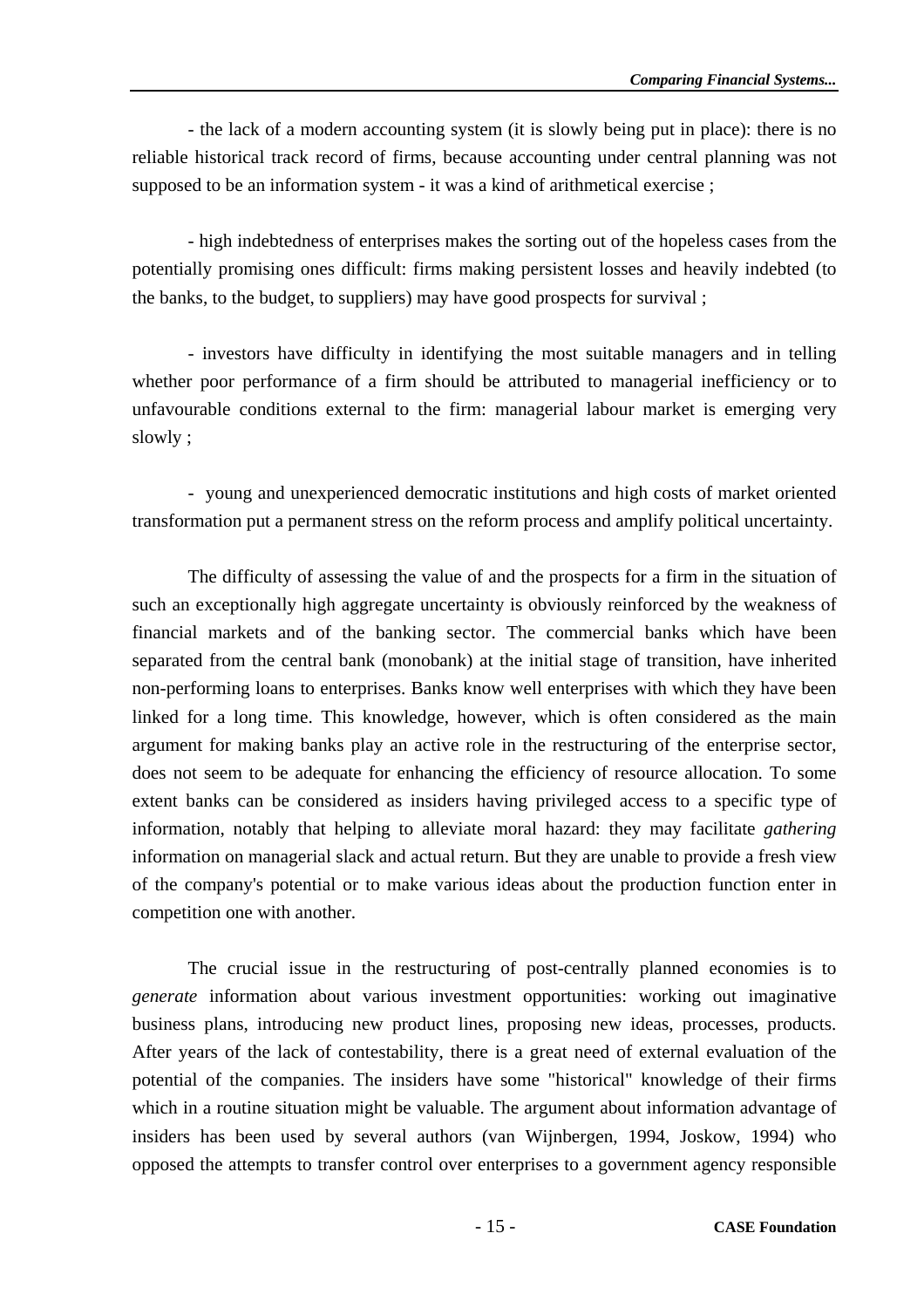- the lack of a modern accounting system (it is slowly being put in place): there is no reliable historical track record of firms, because accounting under central planning was not supposed to be an information system - it was a kind of arithmetical exercise ;

- high indebtedness of enterprises makes the sorting out of the hopeless cases from the potentially promising ones difficult: firms making persistent losses and heavily indebted (to the banks, to the budget, to suppliers) may have good prospects for survival ;

- investors have difficulty in identifying the most suitable managers and in telling whether poor performance of a firm should be attributed to managerial inefficiency or to unfavourable conditions external to the firm: managerial labour market is emerging very slowly ;

- young and unexperienced democratic institutions and high costs of market oriented transformation put a permanent stress on the reform process and amplify political uncertainty.

The difficulty of assessing the value of and the prospects for a firm in the situation of such an exceptionally high aggregate uncertainty is obviously reinforced by the weakness of financial markets and of the banking sector. The commercial banks which have been separated from the central bank (monobank) at the initial stage of transition, have inherited non-performing loans to enterprises. Banks know well enterprises with which they have been linked for a long time. This knowledge, however, which is often considered as the main argument for making banks play an active role in the restructuring of the enterprise sector, does not seem to be adequate for enhancing the efficiency of resource allocation. To some extent banks can be considered as insiders having privileged access to a specific type of information, notably that helping to alleviate moral hazard: they may facilitate *gathering* information on managerial slack and actual return. But they are unable to provide a fresh view of the company's potential or to make various ideas about the production function enter in competition one with another.

The crucial issue in the restructuring of post-centrally planned economies is to *generate* information about various investment opportunities: working out imaginative business plans, introducing new product lines, proposing new ideas, processes, products. After years of the lack of contestability, there is a great need of external evaluation of the potential of the companies. The insiders have some "historical" knowledge of their firms which in a routine situation might be valuable. The argument about information advantage of insiders has been used by several authors (van Wijnbergen, 1994, Joskow, 1994) who opposed the attempts to transfer control over enterprises to a government agency responsible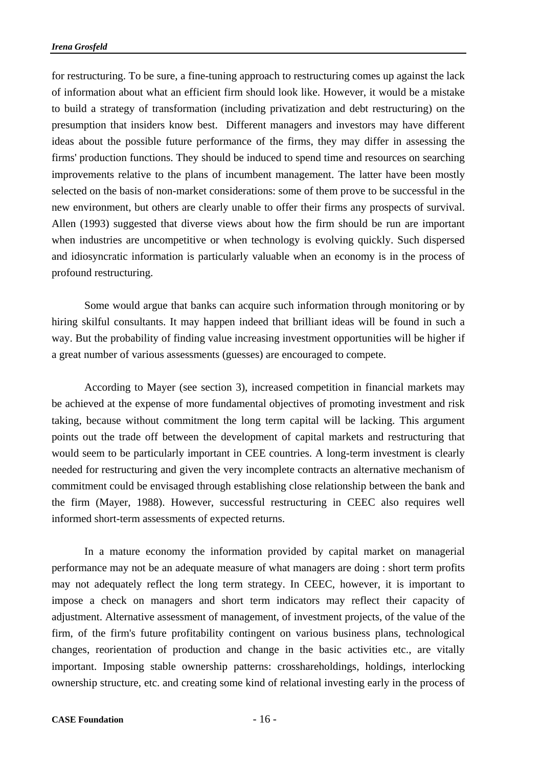for restructuring. To be sure, a fine-tuning approach to restructuring comes up against the lack of information about what an efficient firm should look like. However, it would be a mistake to build a strategy of transformation (including privatization and debt restructuring) on the presumption that insiders know best.  Different managers and investors may have different ideas about the possible future performance of the firms, they may differ in assessing the firms' production functions. They should be induced to spend time and resources on searching improvements relative to the plans of incumbent management. The latter have been mostly selected on the basis of non-market considerations: some of them prove to be successful in the new environment, but others are clearly unable to offer their firms any prospects of survival. Allen (1993) suggested that diverse views about how the firm should be run are important when industries are uncompetitive or when technology is evolving quickly. Such dispersed and idiosyncratic information is particularly valuable when an economy is in the process of profound restructuring.

Some would argue that banks can acquire such information through monitoring or by hiring skilful consultants. It may happen indeed that brilliant ideas will be found in such a way. But the probability of finding value increasing investment opportunities will be higher if a great number of various assessments (guesses) are encouraged to compete.

According to Mayer (see section 3), increased competition in financial markets may be achieved at the expense of more fundamental objectives of promoting investment and risk taking, because without commitment the long term capital will be lacking. This argument points out the trade off between the development of capital markets and restructuring that would seem to be particularly important in CEE countries. A long-term investment is clearly needed for restructuring and given the very incomplete contracts an alternative mechanism of commitment could be envisaged through establishing close relationship between the bank and the firm (Mayer, 1988). However, successful restructuring in CEEC also requires well informed short-term assessments of expected returns.

In a mature economy the information provided by capital market on managerial performance may not be an adequate measure of what managers are doing : short term profits may not adequately reflect the long term strategy. In CEEC, however, it is important to impose a check on managers and short term indicators may reflect their capacity of adjustment. Alternative assessment of management, of investment projects, of the value of the firm, of the firm's future profitability contingent on various business plans, technological changes, reorientation of production and change in the basic activities etc., are vitally important. Imposing stable ownership patterns: crosshareholdings, holdings, interlocking ownership structure, etc. and creating some kind of relational investing early in the process of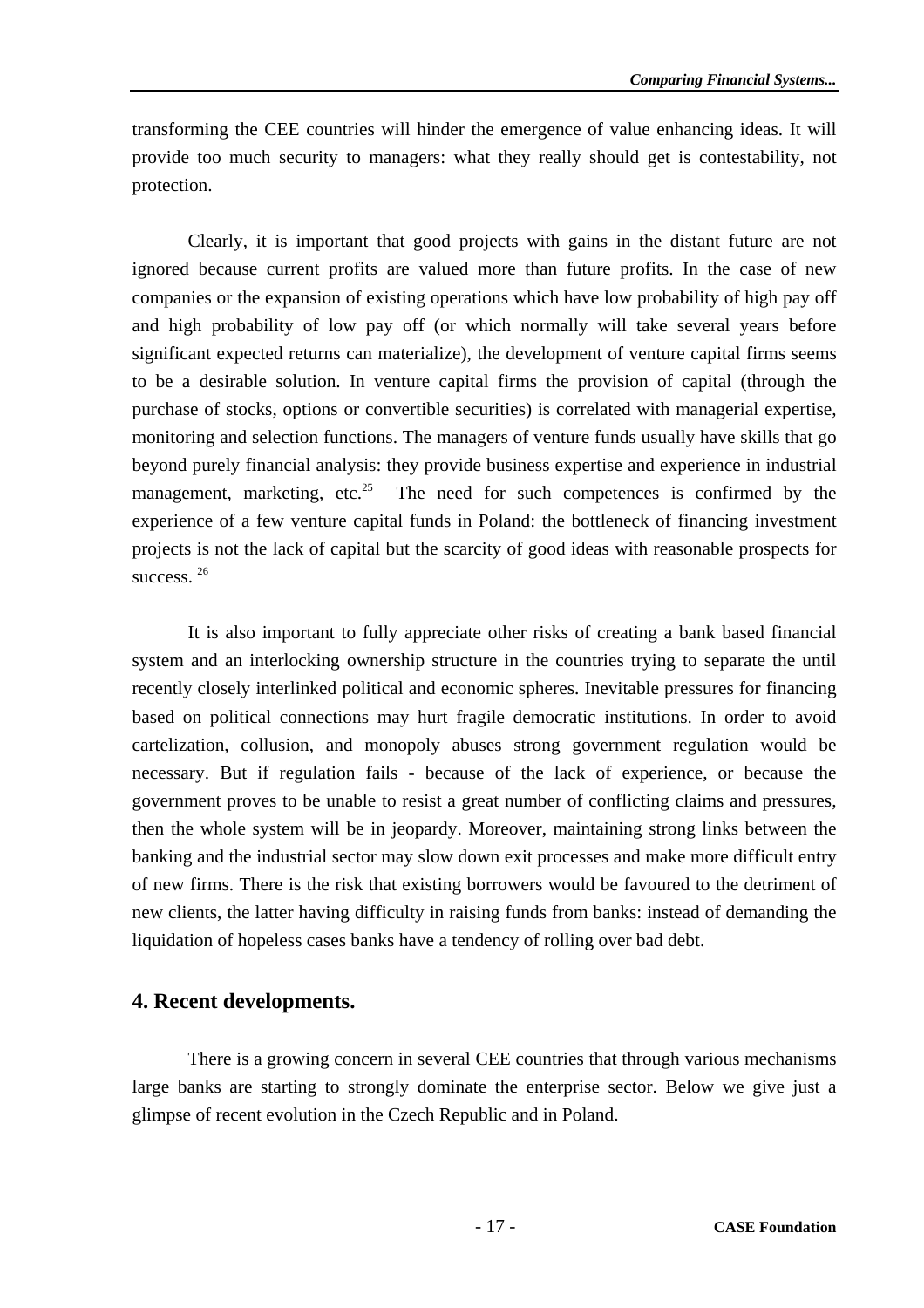transforming the CEE countries will hinder the emergence of value enhancing ideas. It will provide too much security to managers: what they really should get is contestability, not protection.

Clearly, it is important that good projects with gains in the distant future are not ignored because current profits are valued more than future profits. In the case of new companies or the expansion of existing operations which have low probability of high pay off and high probability of low pay off (or which normally will take several years before significant expected returns can materialize), the development of venture capital firms seems to be a desirable solution. In venture capital firms the provision of capital (through the purchase of stocks, options or convertible securities) is correlated with managerial expertise, monitoring and selection functions. The managers of venture funds usually have skills that go beyond purely financial analysis: they provide business expertise and experience in industrial management, marketing, etc.[25] The need for such competences is confirmed by the experience of a few venture capital funds in Poland: the bottleneck of financing investment projects is not the lack of capital but the scarcity of good ideas with reasonable prospects for success. [26]

It is also important to fully appreciate other risks of creating a bank based financial system and an interlocking ownership structure in the countries trying to separate the until recently closely interlinked political and economic spheres. Inevitable pressures for financing based on political connections may hurt fragile democratic institutions. In order to avoid cartelization, collusion, and monopoly abuses strong government regulation would be necessary. But if regulation fails - because of the lack of experience, or because the government proves to be unable to resist a great number of conflicting claims and pressures, then the whole system will be in jeopardy. Moreover, maintaining strong links between the banking and the industrial sector may slow down exit processes and make more difficult entry of new firms. There is the risk that existing borrowers would be favoured to the detriment of new clients, the latter having difficulty in raising funds from banks: instead of demanding the liquidation of hopeless cases banks have a tendency of rolling over bad debt.

## 4. Recent developments.

There is a growing concern in several CEE countries that through various mechanisms large banks are starting to strongly dominate the enterprise sector. Below we give just a glimpse of recent evolution in the Czech Republic and in Poland.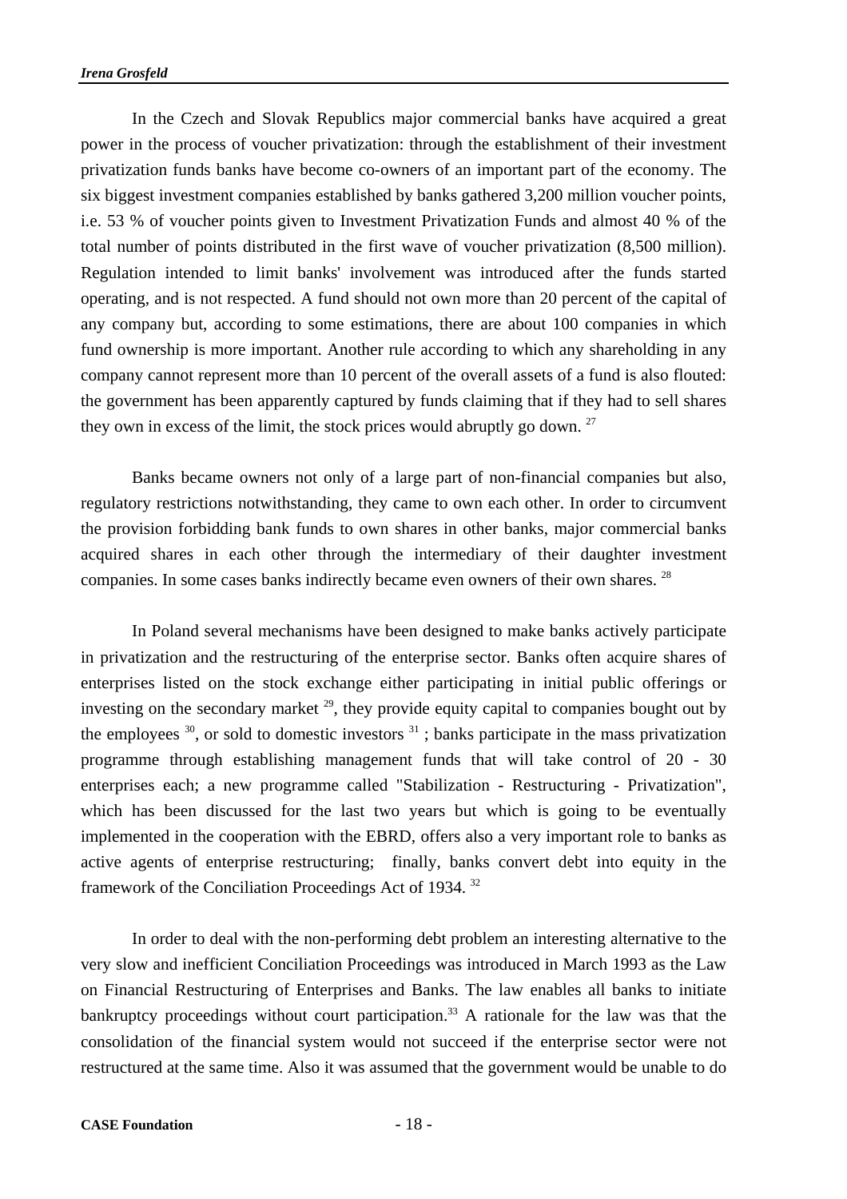In the Czech and Slovak Republics major commercial banks have acquired a great power in the process of voucher privatization: through the establishment of their investment privatization funds banks have become co-owners of an important part of the economy. The six biggest investment companies established by banks gathered 3,200 million voucher points, i.e. 53 % of voucher points given to Investment Privatization Funds and almost 40 % of the total number of points distributed in the first wave of voucher privatization (8,500 million). Regulation intended to limit banks' involvement was introduced after the funds started operating, and is not respected. A fund should not own more than 20 percent of the capital of any company but, according to some estimations, there are about 100 companies in which fund ownership is more important. Another rule according to which any shareholding in any company cannot represent more than 10 percent of the overall assets of a fund is also flouted: the government has been apparently captured by funds claiming that if they had to sell shares they own in excess of the limit, the stock prices would abruptly go down. [27]

Banks became owners not only of a large part of non-financial companies but also, regulatory restrictions notwithstanding, they came to own each other. In order to circumvent the provision forbidding bank funds to own shares in other banks, major commercial banks acquired shares in each other through the intermediary of their daughter investment companies. In some cases banks indirectly became even owners of their own shares. [28]

In Poland several mechanisms have been designed to make banks actively participate in privatization and the restructuring of the enterprise sector. Banks often acquire shares of enterprises listed on the stock exchange either participating in initial public offerings or investing on the secondary market [29], they provide equity capital to companies bought out by the employees [30], or sold to domestic investors [31] ; banks participate in the mass privatization programme through establishing management funds that will take control of 20 - 30 enterprises each; a new programme called "Stabilization - Restructuring - Privatization", which has been discussed for the last two years but which is going to be eventually implemented in the cooperation with the EBRD, offers also a very important role to banks as active agents of enterprise restructuring; finally, banks convert debt into equity in the framework of the Conciliation Proceedings Act of 1934. [32]

In order to deal with the non-performing debt problem an interesting alternative to the very slow and inefficient Conciliation Proceedings was introduced in March 1993 as the Law on Financial Restructuring of Enterprises and Banks. The law enables all banks to initiate bankruptcy proceedings without court participation.[33] A rationale for the law was that the consolidation of the financial system would not succeed if the enterprise sector were not restructured at the same time. Also it was assumed that the government would be unable to do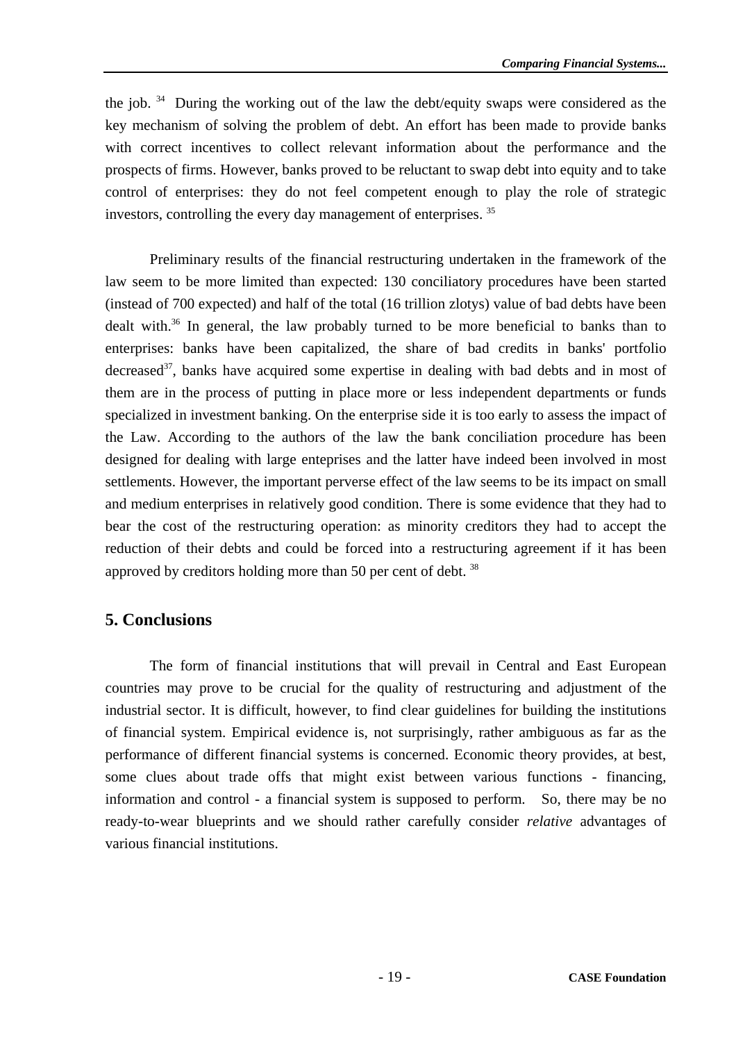the job. [34] During the working out of the law the debt/equity swaps were considered as the key mechanism of solving the problem of debt. An effort has been made to provide banks with correct incentives to collect relevant information about the performance and the prospects of firms. However, banks proved to be reluctant to swap debt into equity and to take control of enterprises: they do not feel competent enough to play the role of strategic investors, controlling the every day management of enterprises. [35]

Preliminary results of the financial restructuring undertaken in the framework of the law seem to be more limited than expected: 130 conciliatory procedures have been started (instead of 700 expected) and half of the total (16 trillion zlotys) value of bad debts have been dealt with.[36] In general, the law probably turned to be more beneficial to banks than to enterprises: banks have been capitalized, the share of bad credits in banks' portfolio decreased[37], banks have acquired some expertise in dealing with bad debts and in most of them are in the process of putting in place more or less independent departments or funds specialized in investment banking. On the enterprise side it is too early to assess the impact of the Law. According to the authors of the law the bank conciliation procedure has been designed for dealing with large enteprises and the latter have indeed been involved in most settlements. However, the important perverse effect of the law seems to be its impact on small and medium enterprises in relatively good condition. There is some evidence that they had to bear the cost of the restructuring operation: as minority creditors they had to accept the reduction of their debts and could be forced into a restructuring agreement if it has been approved by creditors holding more than 50 per cent of debt. [38]

## 5. Conclusions

The form of financial institutions that will prevail in Central and East European countries may prove to be crucial for the quality of restructuring and adjustment of the industrial sector. It is difficult, however, to find clear guidelines for building the institutions of financial system. Empirical evidence is, not surprisingly, rather ambiguous as far as the performance of different financial systems is concerned. Economic theory provides, at best, some clues about trade offs that might exist between various functions - financing, information and control - a financial system is supposed to perform. So, there may be no ready-to-wear blueprints and we should rather carefully consider *relative* advantages of various financial institutions.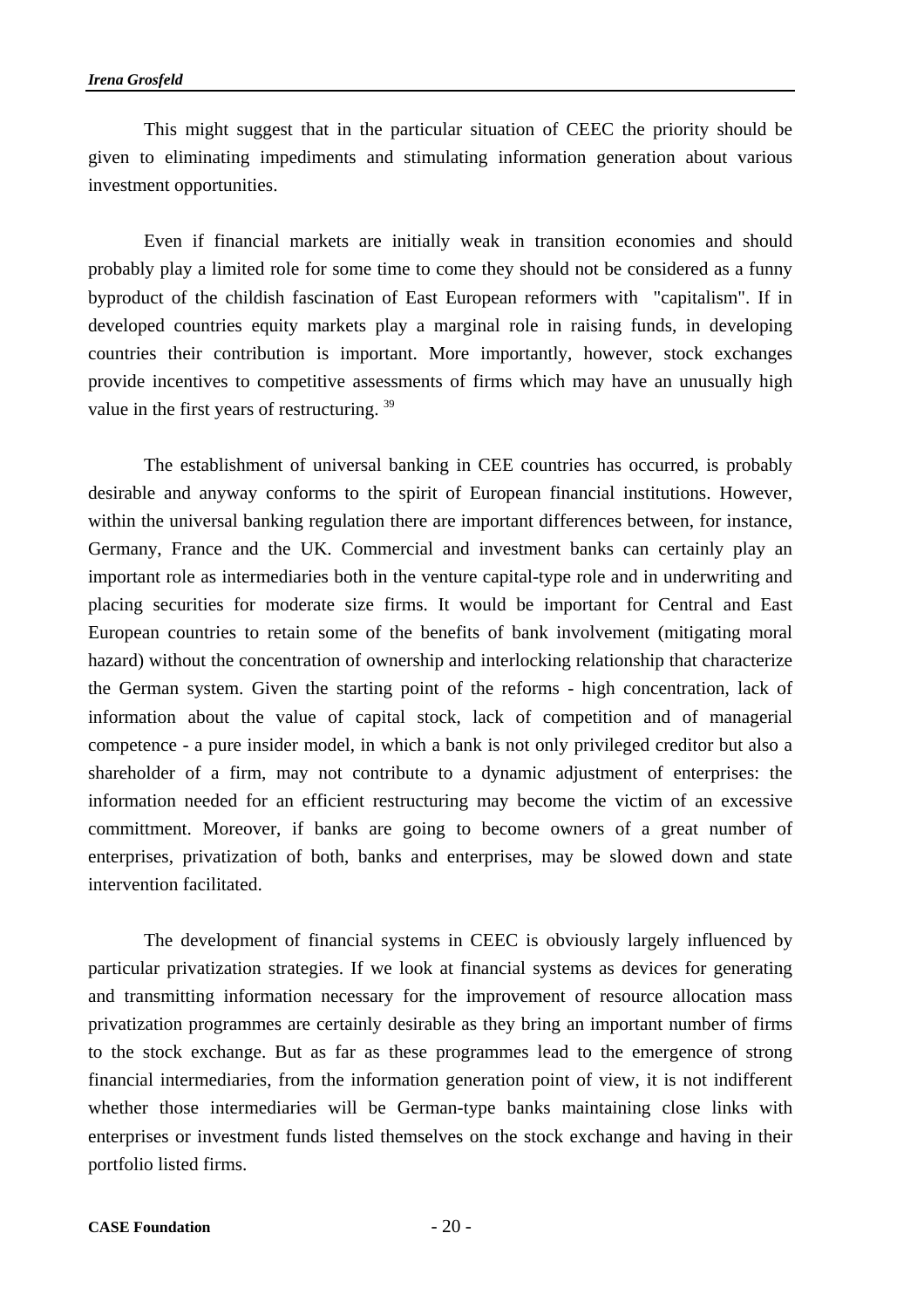This might suggest that in the particular situation of CEEC the priority should be given to eliminating impediments and stimulating information generation about various investment opportunities.

Even if financial markets are initially weak in transition economies and should probably play a limited role for some time to come they should not be considered as a funny byproduct of the childish fascination of East European reformers with "capitalism". If in developed countries equity markets play a marginal role in raising funds, in developing countries their contribution is important. More importantly, however, stock exchanges provide incentives to competitive assessments of firms which may have an unusually high value in the first years of restructuring. [39]

The establishment of universal banking in CEE countries has occurred, is probably desirable and anyway conforms to the spirit of European financial institutions. However, within the universal banking regulation there are important differences between, for instance, Germany, France and the UK. Commercial and investment banks can certainly play an important role as intermediaries both in the venture capital-type role and in underwriting and placing securities for moderate size firms. It would be important for Central and East European countries to retain some of the benefits of bank involvement (mitigating moral hazard) without the concentration of ownership and interlocking relationship that characterize the German system. Given the starting point of the reforms - high concentration, lack of information about the value of capital stock, lack of competition and of managerial competence - a pure insider model, in which a bank is not only privileged creditor but also a shareholder of a firm, may not contribute to a dynamic adjustment of enterprises: the information needed for an efficient restructuring may become the victim of an excessive committment. Moreover, if banks are going to become owners of a great number of enterprises, privatization of both, banks and enterprises, may be slowed down and state intervention facilitated.

The development of financial systems in CEEC is obviously largely influenced by particular privatization strategies. If we look at financial systems as devices for generating and transmitting information necessary for the improvement of resource allocation mass privatization programmes are certainly desirable as they bring an important number of firms to the stock exchange. But as far as these programmes lead to the emergence of strong financial intermediaries, from the information generation point of view, it is not indifferent whether those intermediaries will be German-type banks maintaining close links with enterprises or investment funds listed themselves on the stock exchange and having in their portfolio listed firms.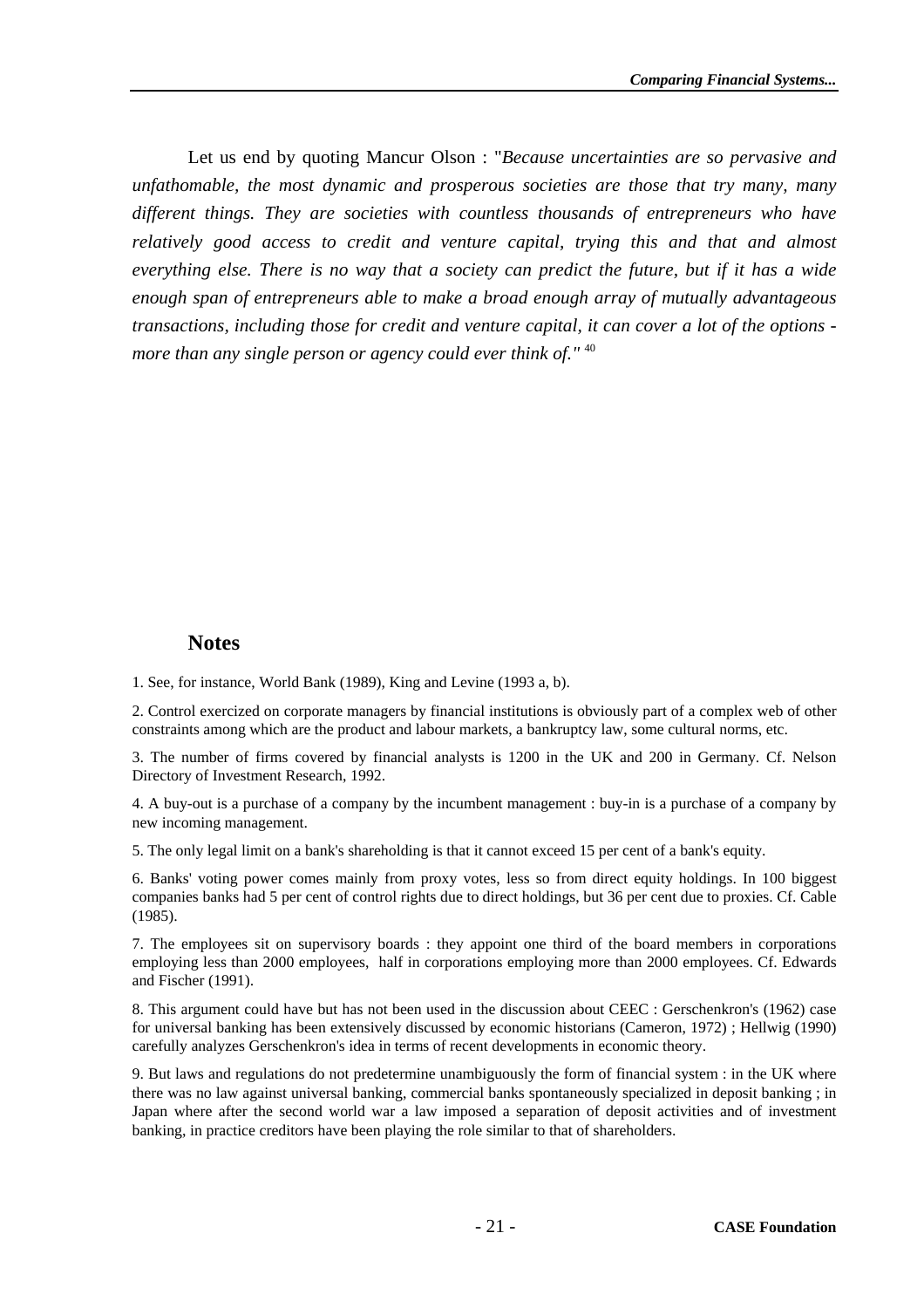Let us end by quoting Mancur Olson : "*Because uncertainties are so pervasive and unfathomable, the most dynamic and prosperous societies are those that try many, many different things. They are societies with countless thousands of entrepreneurs who have relatively good access to credit and venture capital, trying this and that and almost everything else. There is no way that a society can predict the future, but if it has a wide enough span of entrepreneurs able to make a broad enough array of mutually advantageous transactions, including those for credit and venture capital, it can cover a lot of the options - more than any single person or agency could ever think of."* [40]

## Notes

1. See, for instance, World Bank (1989), King and Levine (1993 a, b).

2. Control exercized on corporate managers by financial institutions is obviously part of a complex web of other constraints among which are the product and labour markets, a bankruptcy law, some cultural norms, etc.

3. The number of firms covered by financial analysts is 1200 in the UK and 200 in Germany. Cf. Nelson Directory of Investment Research, 1992.

4. A buy-out is a purchase of a company by the incumbent management : buy-in is a purchase of a company by new incoming management.

5. The only legal limit on a bank's shareholding is that it cannot exceed 15 per cent of a bank's equity.

6. Banks' voting power comes mainly from proxy votes, less so from direct equity holdings. In 100 biggest companies banks had 5 per cent of control rights due to direct holdings, but 36 per cent due to proxies. Cf. Cable (1985).

7. The employees sit on supervisory boards : they appoint one third of the board members in corporations employing less than 2000 employees, half in corporations employing more than 2000 employees. Cf. Edwards and Fischer (1991).

8. This argument could have but has not been used in the discussion about CEEC : Gerschenkron's (1962) case for universal banking has been extensively discussed by economic historians (Cameron, 1972) ; Hellwig (1990) carefully analyzes Gerschenkron's idea in terms of recent developments in economic theory.

9. But laws and regulations do not predetermine unambiguously the form of financial system : in the UK where there was no law against universal banking, commercial banks spontaneously specialized in deposit banking ; in Japan where after the second world war a law imposed a separation of deposit activities and of investment banking, in practice creditors have been playing the role similar to that of shareholders.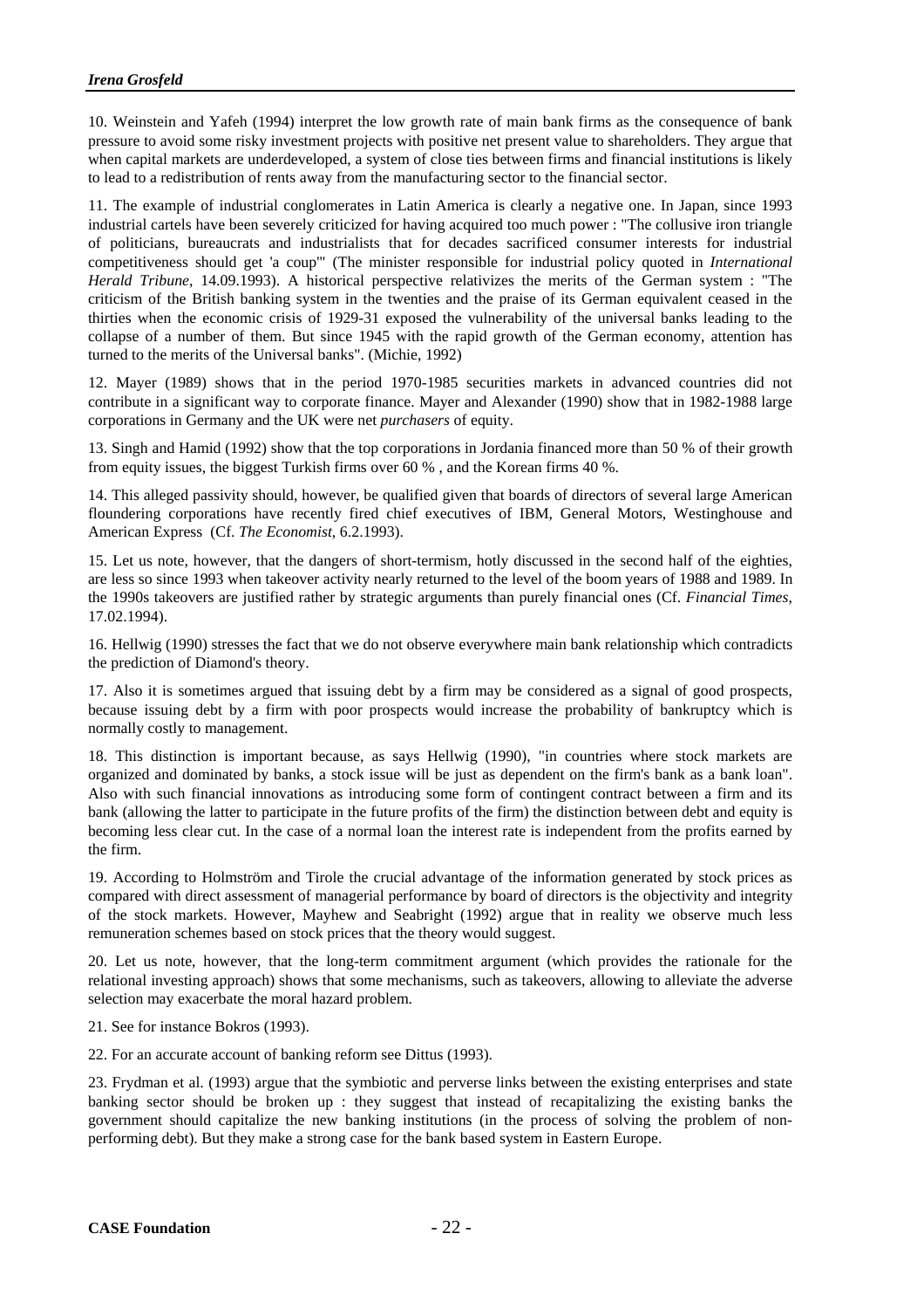10. Weinstein and Yafeh (1994) interpret the low growth rate of main bank firms as the consequence of bank pressure to avoid some risky investment projects with positive net present value to shareholders. They argue that when capital markets are underdeveloped, a system of close ties between firms and financial institutions is likely to lead to a redistribution of rents away from the manufacturing sector to the financial sector.

11. The example of industrial conglomerates in Latin America is clearly a negative one. In Japan, since 1993 industrial cartels have been severely criticized for having acquired too much power : "The collusive iron triangle of politicians, bureaucrats and industrialists that for decades sacrificed consumer interests for industrial competitiveness should get 'a coup'" (The minister responsible for industrial policy quoted in *International Herald Tribune*, 14.09.1993). A historical perspective relativizes the merits of the German system : "The criticism of the British banking system in the twenties and the praise of its German equivalent ceased in the thirties when the economic crisis of 1929-31 exposed the vulnerability of the universal banks leading to the collapse of a number of them. But since 1945 with the rapid growth of the German economy, attention has turned to the merits of the Universal banks". (Michie, 1992)

12. Mayer (1989) shows that in the period 1970-1985 securities markets in advanced countries did not contribute in a significant way to corporate finance. Mayer and Alexander (1990) show that in 1982-1988 large corporations in Germany and the UK were net *purchasers* of equity.

13. Singh and Hamid (1992) show that the top corporations in Jordania financed more than 50 % of their growth from equity issues, the biggest Turkish firms over 60 % , and the Korean firms 40 %.

14. This alleged passivity should, however, be qualified given that boards of directors of several large American floundering corporations have recently fired chief executives of IBM, General Motors, Westinghouse and American Express (Cf. *The Economist*, 6.2.1993).

15. Let us note, however, that the dangers of short-termism, hotly discussed in the second half of the eighties, are less so since 1993 when takeover activity nearly returned to the level of the boom years of 1988 and 1989. In the 1990s takeovers are justified rather by strategic arguments than purely financial ones (Cf. *Financial Times*, 17.02.1994).

16. Hellwig (1990) stresses the fact that we do not observe everywhere main bank relationship which contradicts the prediction of Diamond's theory.

17. Also it is sometimes argued that issuing debt by a firm may be considered as a signal of good prospects, because issuing debt by a firm with poor prospects would increase the probability of bankruptcy which is normally costly to management.

18. This distinction is important because, as says Hellwig (1990), "in countries where stock markets are organized and dominated by banks, a stock issue will be just as dependent on the firm's bank as a bank loan". Also with such financial innovations as introducing some form of contingent contract between a firm and its bank (allowing the latter to participate in the future profits of the firm) the distinction between debt and equity is becoming less clear cut. In the case of a normal loan the interest rate is independent from the profits earned by the firm.

19. According to Holmström and Tirole the crucial advantage of the information generated by stock prices as compared with direct assessment of managerial performance by board of directors is the objectivity and integrity of the stock markets. However, Mayhew and Seabright (1992) argue that in reality we observe much less remuneration schemes based on stock prices that the theory would suggest.

20. Let us note, however, that the long-term commitment argument (which provides the rationale for the relational investing approach) shows that some mechanisms, such as takeovers, allowing to alleviate the adverse selection may exacerbate the moral hazard problem.

21. See for instance Bokros (1993).

22. For an accurate account of banking reform see Dittus (1993).

23. Frydman et al. (1993) argue that the symbiotic and perverse links between the existing enterprises and state banking sector should be broken up : they suggest that instead of recapitalizing the existing banks the government should capitalize the new banking institutions (in the process of solving the problem of non-performing debt). But they make a strong case for the bank based system in Eastern Europe.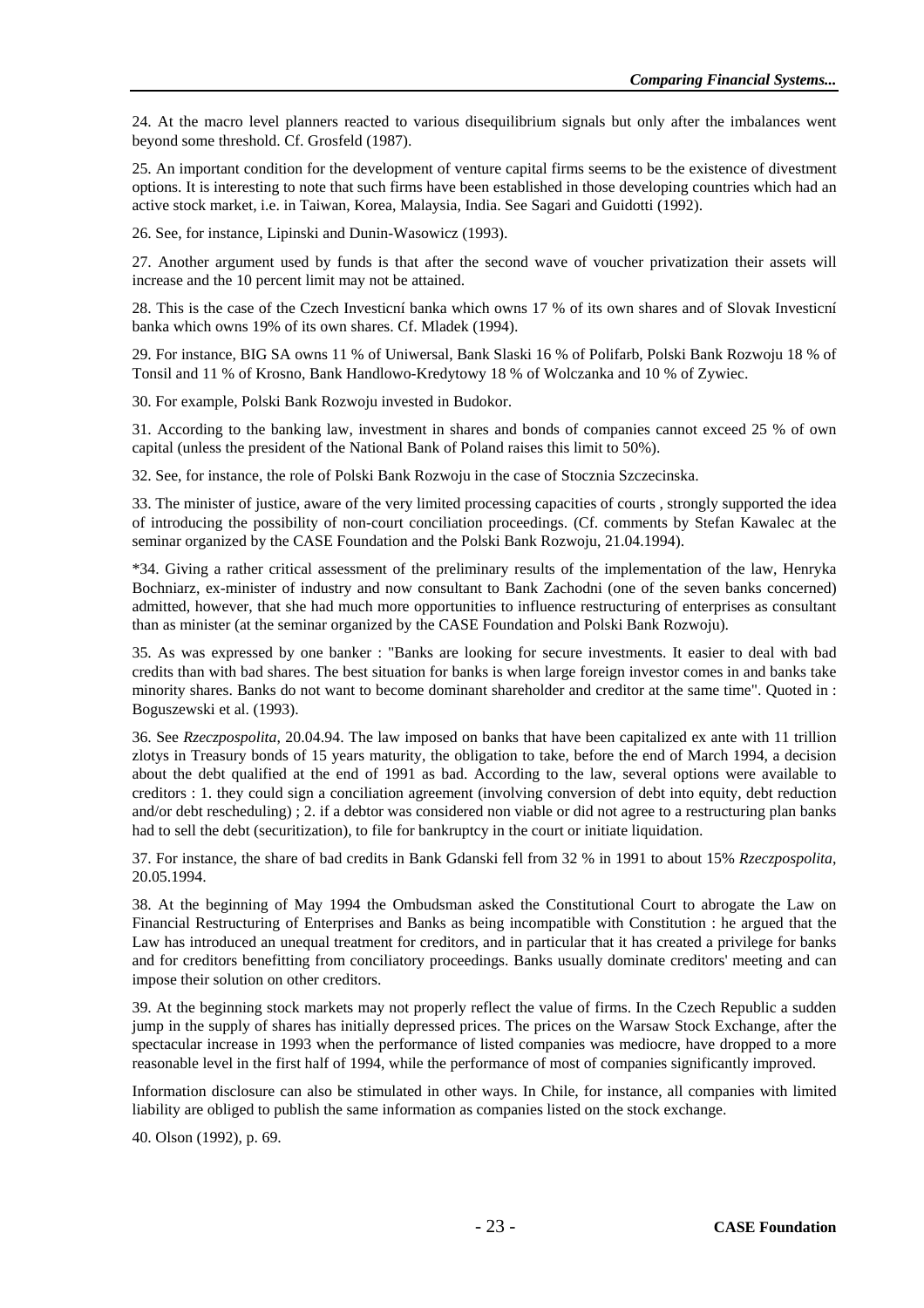24. At the macro level planners reacted to various disequilibrium signals but only after the imbalances went beyond some threshold. Cf. Grosfeld (1987).

25. An important condition for the development of venture capital firms seems to be the existence of divestment options. It is interesting to note that such firms have been established in those developing countries which had an active stock market, i.e. in Taiwan, Korea, Malaysia, India. See Sagari and Guidotti (1992).

26. See, for instance, Lipinski and Dunin-Wasowicz (1993).

27. Another argument used by funds is that after the second wave of voucher privatization their assets will increase and the 10 percent limit may not be attained.

28. This is the case of the Czech Investicní banka which owns 17 % of its own shares and of Slovak Investicní banka which owns 19% of its own shares. Cf. Mladek (1994).

29. For instance, BIG SA owns 11 % of Uniwersal, Bank Slaski 16 % of Polifarb, Polski Bank Rozwoju 18 % of Tonsil and 11 % of Krosno, Bank Handlowo-Kredytowy 18 % of Wolczanka and 10 % of Zywiec.

30. For example, Polski Bank Rozwoju invested in Budokor.

31. According to the banking law, investment in shares and bonds of companies cannot exceed 25 % of own capital (unless the president of the National Bank of Poland raises this limit to 50%).

32. See, for instance, the role of Polski Bank Rozwoju in the case of Stocznia Szczecinska.

33. The minister of justice, aware of the very limited processing capacities of courts , strongly supported the idea of introducing the possibility of non-court conciliation proceedings. (Cf. comments by Stefan Kawalec at the seminar organized by the CASE Foundation and the Polski Bank Rozwoju, 21.04.1994).

*34. Giving a rather critical assessment of the preliminary results of the implementation of the law, Henryka Bochniarz, ex-minister of industry and now consultant to Bank Zachodni (one of the seven banks concerned) admitted, however, that she had much more opportunities to influence restructuring of enterprises as consultant than as minister (at the seminar organized by the CASE Foundation and Polski Bank Rozwoju).

35. As was expressed by one banker : "Banks are looking for secure investments. It easier to deal with bad credits than with bad shares. The best situation for banks is when large foreign investor comes in and banks take minority shares. Banks do not want to become dominant shareholder and creditor at the same time". Quoted in : Boguszewski et al. (1993).

36. See *Rzeczpospolita*, 20.04.94. The law imposed on banks that have been capitalized ex ante with 11 trillion zlotys in Treasury bonds of 15 years maturity, the obligation to take, before the end of March 1994, a decision about the debt qualified at the end of 1991 as bad. According to the law, several options were available to creditors : 1. they could sign a conciliation agreement (involving conversion of debt into equity, debt reduction and/or debt rescheduling) ; 2. if a debtor was considered non viable or did not agree to a restructuring plan banks had to sell the debt (securitization), to file for bankruptcy in the court or initiate liquidation.

37. For instance, the share of bad credits in Bank Gdanski fell from 32 % in 1991 to about 15% *Rzeczpospolita*, 20.05.1994.

38. At the beginning of May 1994 the Ombudsman asked the Constitutional Court to abrogate the Law on Financial Restructuring of Enterprises and Banks as being incompatible with Constitution : he argued that the Law has introduced an unequal treatment for creditors, and in particular that it has created a privilege for banks and for creditors benefitting from conciliatory proceedings. Banks usually dominate creditors' meeting and can impose their solution on other creditors.

39. At the beginning stock markets may not properly reflect the value of firms. In the Czech Republic a sudden jump in the supply of shares has initially depressed prices. The prices on the Warsaw Stock Exchange, after the spectacular increase in 1993 when the performance of listed companies was mediocre, have dropped to a more reasonable level in the first half of 1994, while the performance of most of companies significantly improved.

Information disclosure can also be stimulated in other ways. In Chile, for instance, all companies with limited liability are obliged to publish the same information as companies listed on the stock exchange.

40. Olson (1992), p. 69.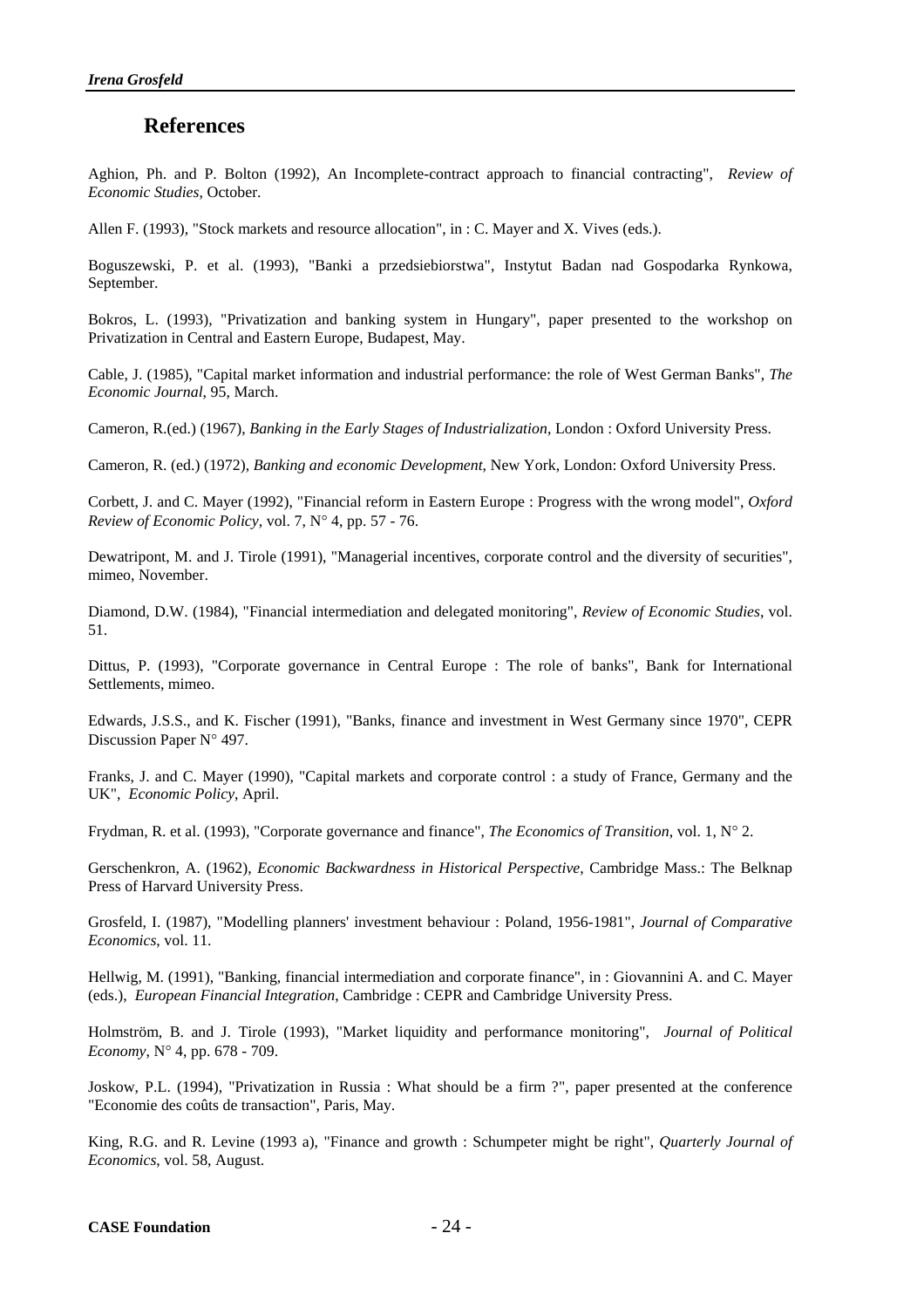## References

Aghion, Ph. and P. Bolton (1992), An Incomplete-contract approach to financial contracting", *Review of Economic Studies*, October.

Allen F. (1993), "Stock markets and resource allocation", in : C. Mayer and X. Vives (eds.).

Boguszewski, P. et al. (1993), "Banki a przedsiebiorstwa", Instytut Badan nad Gospodarka Rynkowa, September.

Bokros, L. (1993), "Privatization and banking system in Hungary", paper presented to the workshop on Privatization in Central and Eastern Europe, Budapest, May.

Cable, J. (1985), "Capital market information and industrial performance: the role of West German Banks", *The Economic Journal*, 95, March.

Cameron, R.(ed.) (1967), *Banking in the Early Stages of Industrialization*, London : Oxford University Press.

Cameron, R. (ed.) (1972), *Banking and economic Development*, New York, London: Oxford University Press.

Corbett, J. and C. Mayer (1992), "Financial reform in Eastern Europe : Progress with the wrong model", *Oxford Review of Economic Policy*, vol. 7, N° 4, pp. 57 - 76.

Dewatripont, M. and J. Tirole (1991), "Managerial incentives, corporate control and the diversity of securities", mimeo, November.

Diamond, D.W. (1984), "Financial intermediation and delegated monitoring", *Review of Economic Studies*, vol. 51.

Dittus, P. (1993), "Corporate governance in Central Europe : The role of banks", Bank for International Settlements, mimeo.

Edwards, J.S.S., and K. Fischer (1991), "Banks, finance and investment in West Germany since 1970", CEPR Discussion Paper N° 497.

Franks, J. and C. Mayer (1990), "Capital markets and corporate control : a study of France, Germany and the UK", *Economic Policy*, April.

Frydman, R. et al. (1993), "Corporate governance and finance", *The Economics of Transition*, vol. 1, N° 2.

Gerschenkron, A. (1962), *Economic Backwardness in Historical Perspective*, Cambridge Mass.: The Belknap Press of Harvard University Press.

Grosfeld, I. (1987), "Modelling planners' investment behaviour : Poland, 1956-1981", *Journal of Comparative Economics*, vol. 11.

Hellwig, M. (1991), "Banking, financial intermediation and corporate finance", in : Giovannini A. and C. Mayer (eds.), *European Financial Integration*, Cambridge : CEPR and Cambridge University Press.

Holmström, B. and J. Tirole (1993), "Market liquidity and performance monitoring", *Journal of Political Economy*, N° 4, pp. 678 - 709.

Joskow, P.L. (1994), "Privatization in Russia : What should be a firm ?", paper presented at the conference "Economie des coûts de transaction", Paris, May.

King, R.G. and R. Levine (1993 a), "Finance and growth : Schumpeter might be right", *Quarterly Journal of Economics*, vol. 58, August.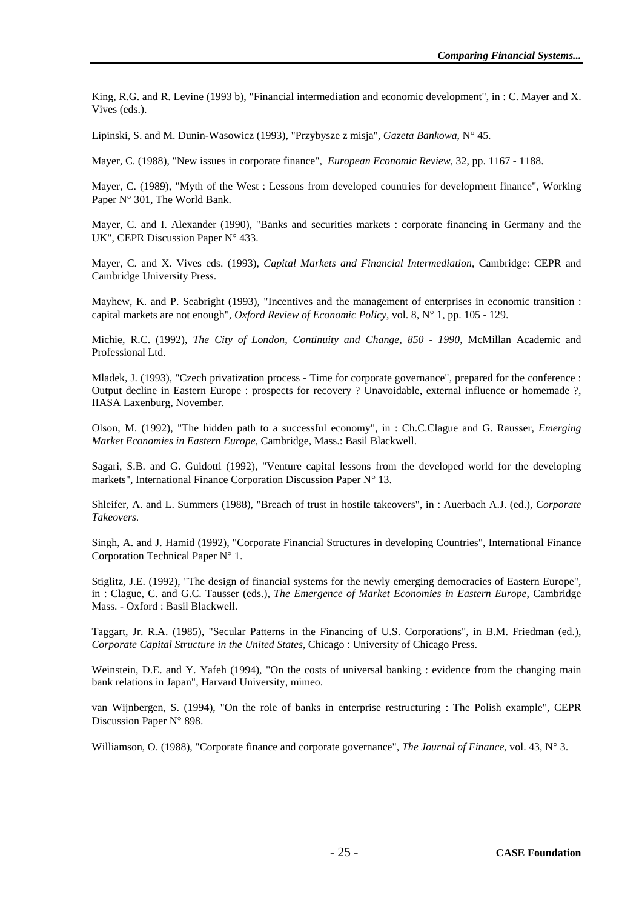King, R.G. and R. Levine (1993 b), "Financial intermediation and economic development", in : C. Mayer and X. Vives (eds.).

Lipinski, S. and M. Dunin-Wasowicz (1993), "Przybysze z misja", *Gazeta Bankowa*, N° 45.

Mayer, C. (1988), "New issues in corporate finance", *European Economic Review*, 32, pp. 1167 - 1188.

Mayer, C. (1989), "Myth of the West : Lessons from developed countries for development finance", Working Paper N° 301, The World Bank.

Mayer, C. and I. Alexander (1990), "Banks and securities markets : corporate financing in Germany and the UK", CEPR Discussion Paper N° 433.

Mayer, C. and X. Vives eds. (1993), *Capital Markets and Financial Intermediation*, Cambridge: CEPR and Cambridge University Press.

Mayhew, K. and P. Seabright (1993), "Incentives and the management of enterprises in economic transition : capital markets are not enough", *Oxford Review of Economic Policy*, vol. 8, N° 1, pp. 105 - 129.

Michie, R.C. (1992), *The City of London, Continuity and Change, 850 - 1990*, McMillan Academic and Professional Ltd.

Mladek, J. (1993), "Czech privatization process - Time for corporate governance", prepared for the conference : Output decline in Eastern Europe : prospects for recovery ? Unavoidable, external influence or homemade ?, IIASA Laxenburg, November.

Olson, M. (1992), "The hidden path to a successful economy", in : Ch.C.Clague and G. Rausser, *Emerging Market Economies in Eastern Europe*, Cambridge, Mass.: Basil Blackwell.

Sagari, S.B. and G. Guidotti (1992), "Venture capital lessons from the developed world for the developing markets", International Finance Corporation Discussion Paper N° 13.

Shleifer, A. and L. Summers (1988), "Breach of trust in hostile takeovers", in : Auerbach A.J. (ed.), *Corporate Takeovers*.

Singh, A. and J. Hamid (1992), "Corporate Financial Structures in developing Countries", International Finance Corporation Technical Paper N° 1.

Stiglitz, J.E. (1992), "The design of financial systems for the newly emerging democracies of Eastern Europe", in : Clague, C. and G.C. Tausser (eds.), *The Emergence of Market Economies in Eastern Europe*, Cambridge Mass. - Oxford : Basil Blackwell.

Taggart, Jr. R.A. (1985), "Secular Patterns in the Financing of U.S. Corporations", in B.M. Friedman (ed.), *Corporate Capital Structure in the United States*, Chicago : University of Chicago Press.

Weinstein, D.E. and Y. Yafeh (1994), "On the costs of universal banking : evidence from the changing main bank relations in Japan", Harvard University, mimeo.

van Wijnbergen, S. (1994), "On the role of banks in enterprise restructuring : The Polish example", CEPR Discussion Paper N° 898.

Williamson, O. (1988), "Corporate finance and corporate governance", *The Journal of Finance*, vol. 43, N° 3.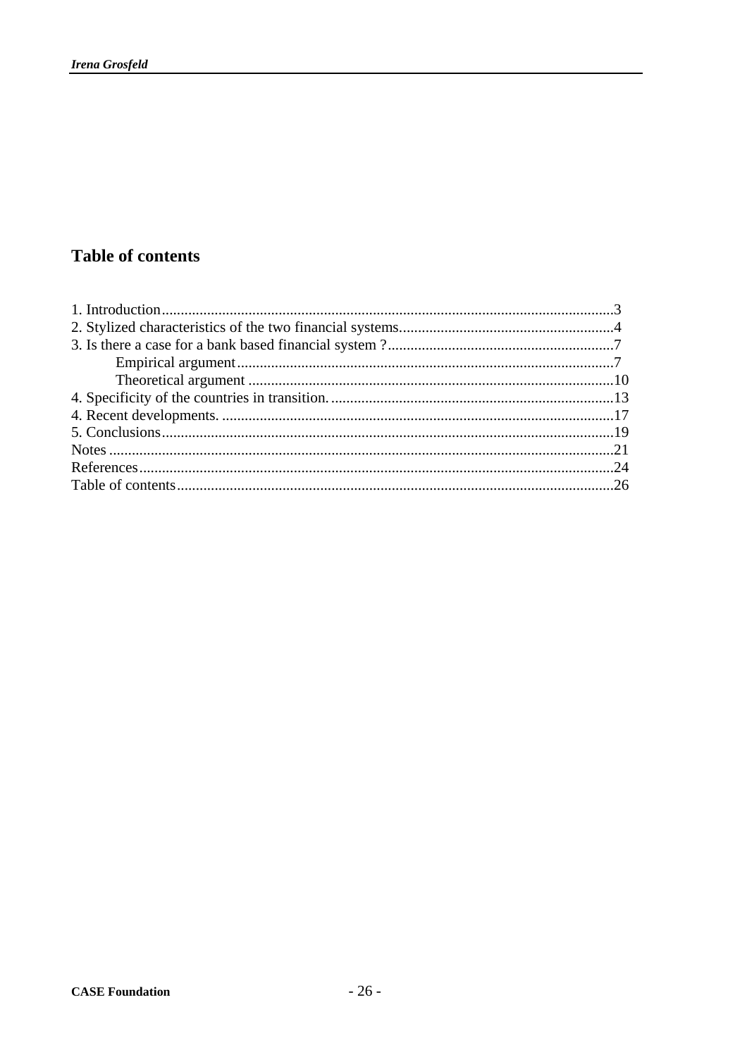## Table of contents

1. Introduction........................................................................................................................3
2. Stylized characteristics of the two financial systems.........................................................4
3. Is there a case for a bank based financial system ?............................................................7
    Empirical argument....................................................................................................7
    Theoretical argument ................................................................................................10
4. Specificity of the countries in transition. ...........................................................................13
4. Recent developments. ........................................................................................................17
5. Conclusions.......................................................................................................................19
Notes ......................................................................................................................................21
References..............................................................................................................................24
Table of contents....................................................................................................................26